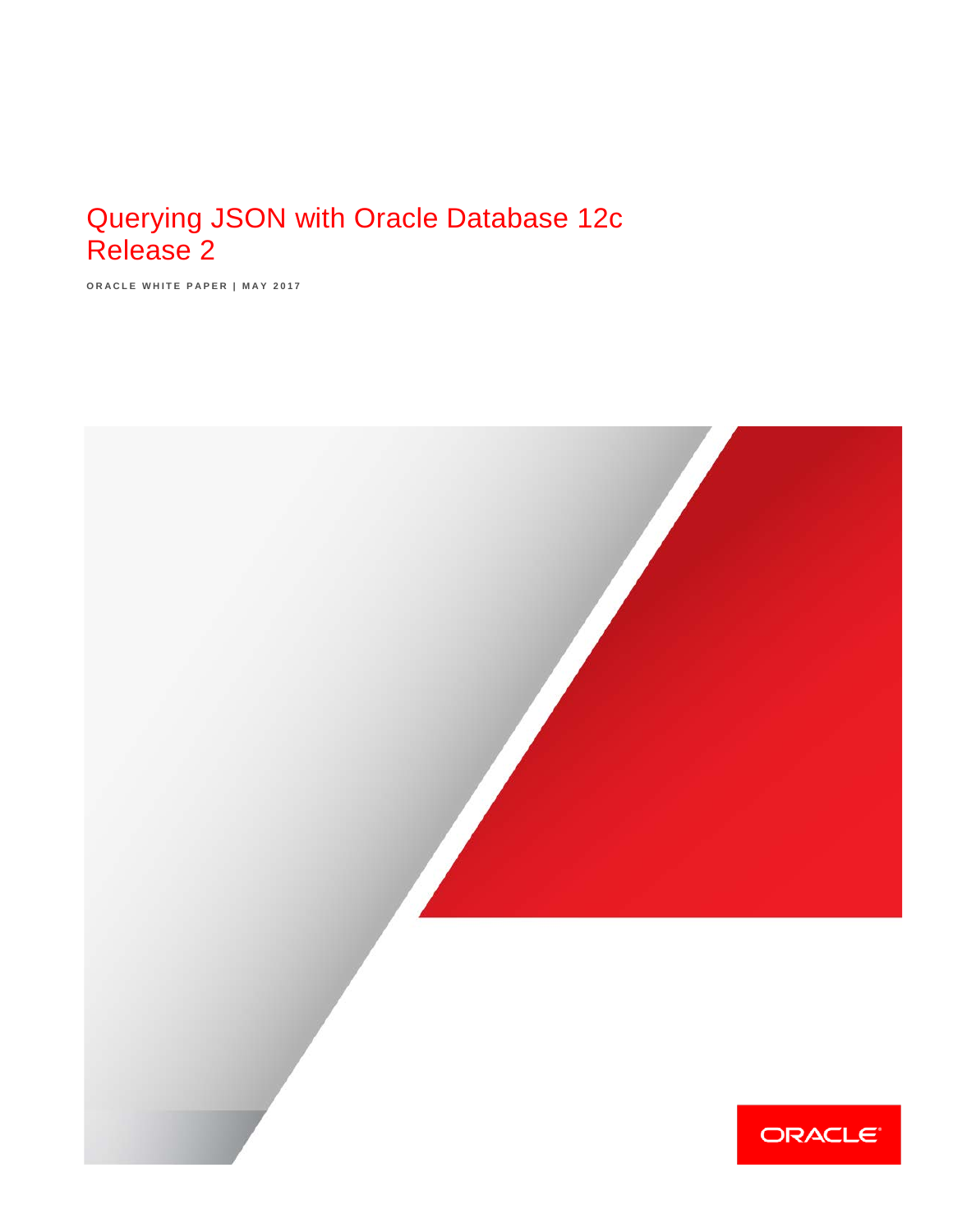# Querying JSON with Oracle Database 12c Release 2

ORACLE WHITE PAPER | MAY 2017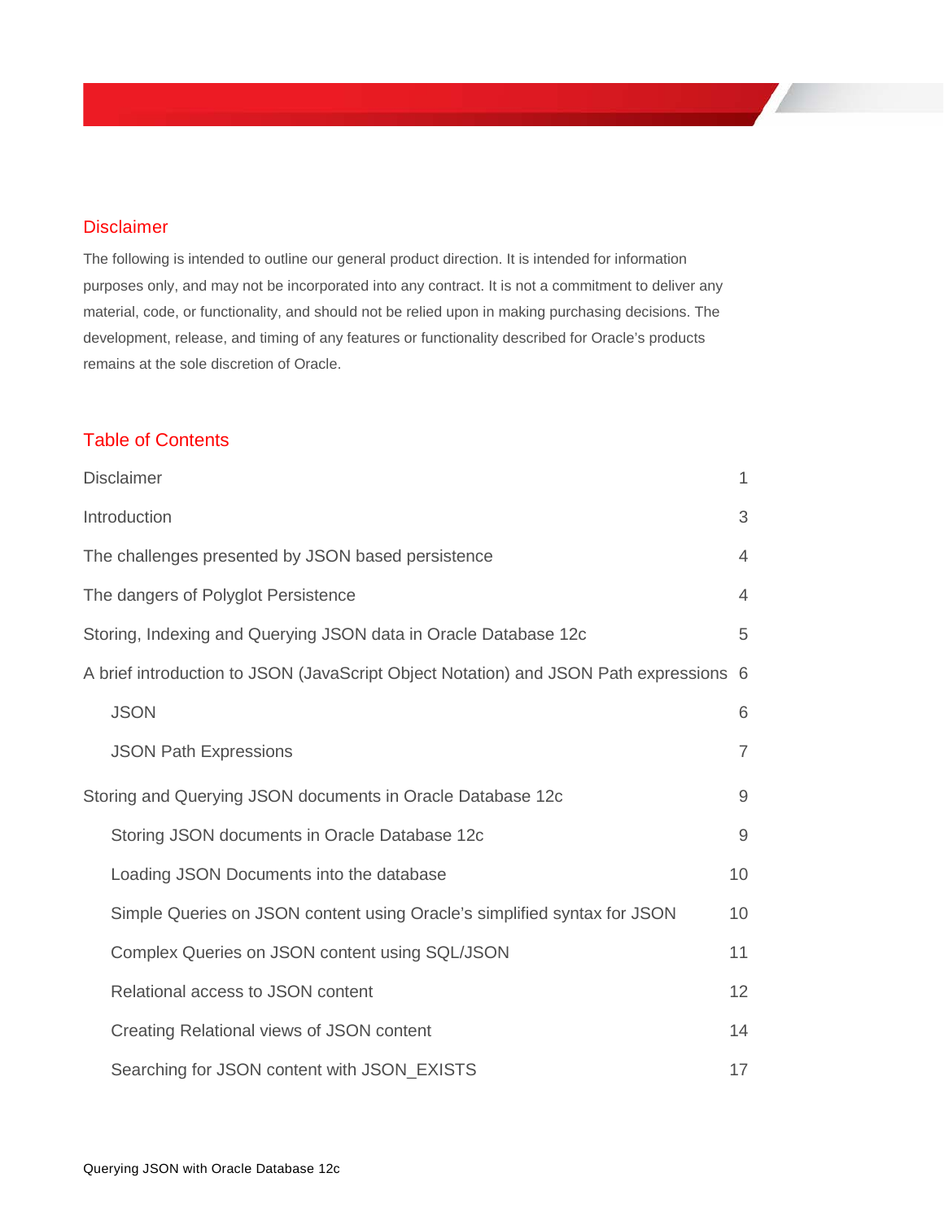## Disclaimer

The following is intended to outline our general product direction. It is intended for information purposes only, and may not be incorporated into any contract. It is not a commitment to deliver any material, code, or functionality, and should not be relied upon in making purchasing decisions. The development, release, and timing of any features or functionality described for Oracle's products remains at the sole discretion of Oracle.

## Table of Contents

| | |
|---|---|
| Disclaimer | 1 |
| Introduction | 3 |
| The challenges presented by JSON based persistence | 4 |
| The dangers of Polyglot Persistence | 4 |
| Storing, Indexing and Querying JSON data in Oracle Database 12c | 5 |
| A brief introduction to JSON (JavaScript Object Notation) and JSON Path expressions | 6 |
| &nbsp;&nbsp;&nbsp;&nbsp;JSON | 6 |
| &nbsp;&nbsp;&nbsp;&nbsp;JSON Path Expressions | 7 |
| Storing and Querying JSON documents in Oracle Database 12c | 9 |
| &nbsp;&nbsp;&nbsp;&nbsp;Storing JSON documents in Oracle Database 12c | 9 |
| &nbsp;&nbsp;&nbsp;&nbsp;Loading JSON Documents into the database | 10 |
| &nbsp;&nbsp;&nbsp;&nbsp;Simple Queries on JSON content using Oracle's simplified syntax for JSON | 10 |
| &nbsp;&nbsp;&nbsp;&nbsp;Complex Queries on JSON content using SQL/JSON | 11 |
| &nbsp;&nbsp;&nbsp;&nbsp;Relational access to JSON content | 12 |
| &nbsp;&nbsp;&nbsp;&nbsp;Creating Relational views of JSON content | 14 |
| &nbsp;&nbsp;&nbsp;&nbsp;Searching for JSON content with JSON_EXISTS | 17 |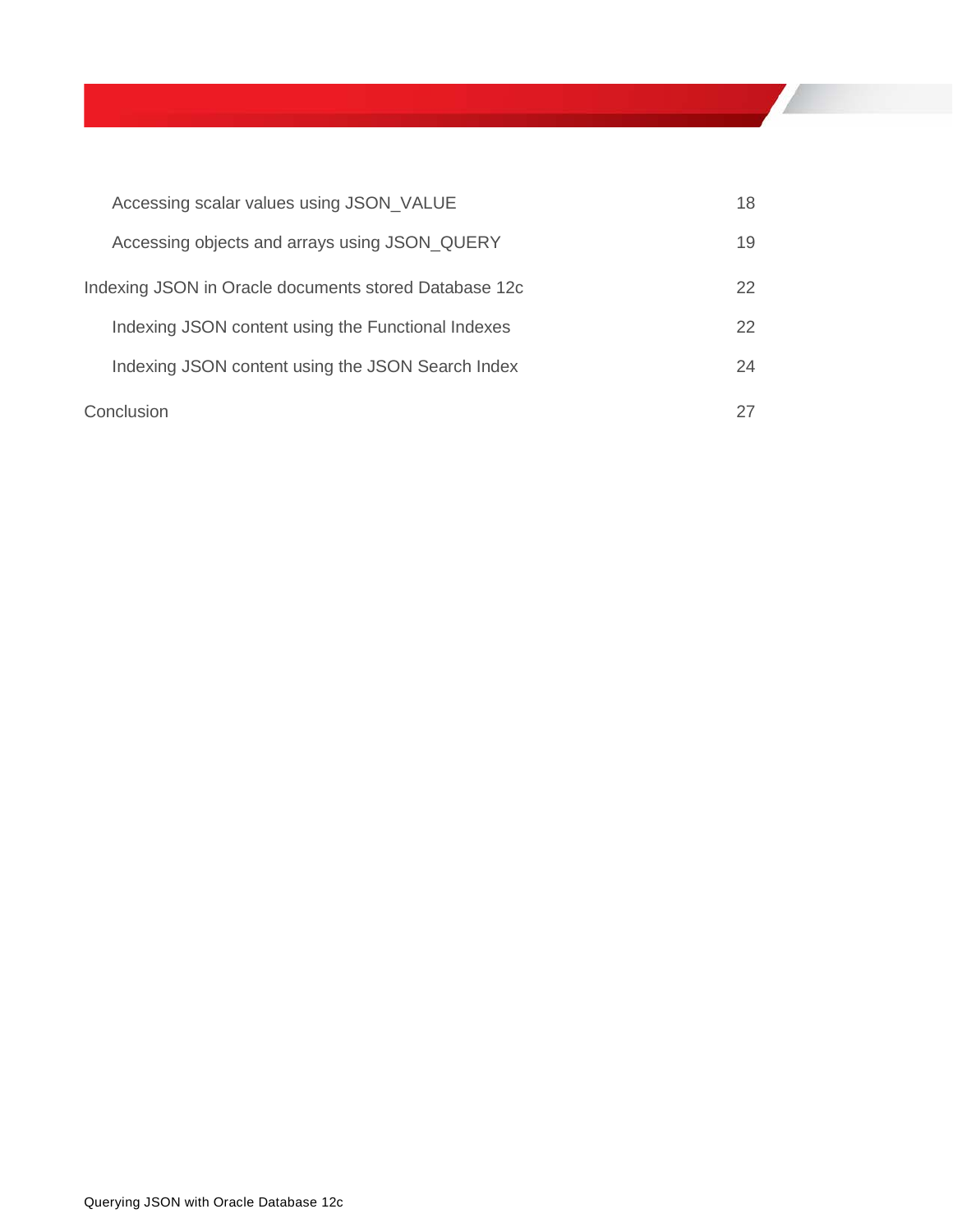| | |
|---|---|
| Accessing scalar values using JSON_VALUE | 18 |
| Accessing objects and arrays using JSON_QUERY | 19 |
| Indexing JSON in Oracle documents stored Database 12c | 22 |
| Indexing JSON content using the Functional Indexes | 22 |
| Indexing JSON content using the JSON Search Index | 24 |
| Conclusion | 27 |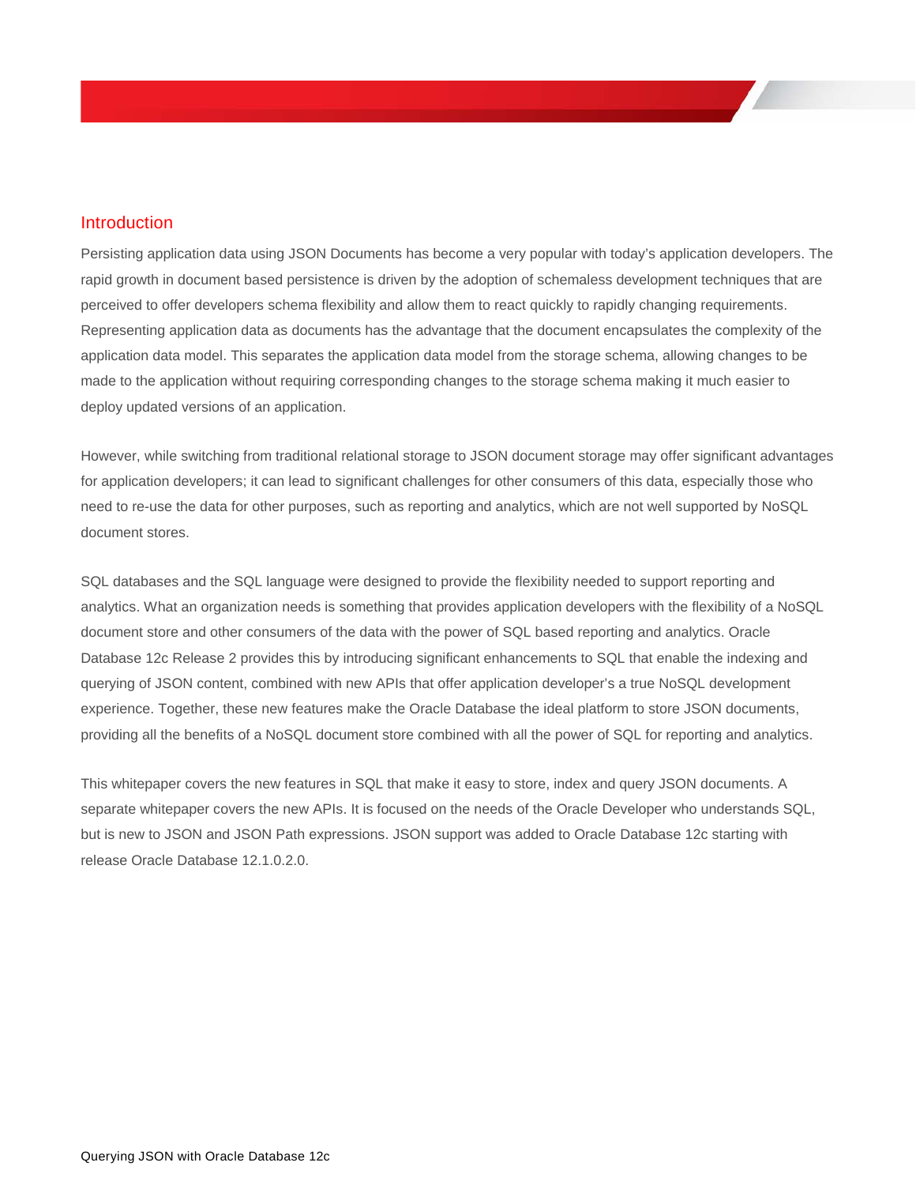## Introduction

Persisting application data using JSON Documents has become a very popular with today's application developers. The rapid growth in document based persistence is driven by the adoption of schemaless development techniques that are perceived to offer developers schema flexibility and allow them to react quickly to rapidly changing requirements. Representing application data as documents has the advantage that the document encapsulates the complexity of the application data model. This separates the application data model from the storage schema, allowing changes to be made to the application without requiring corresponding changes to the storage schema making it much easier to deploy updated versions of an application.

However, while switching from traditional relational storage to JSON document storage may offer significant advantages for application developers; it can lead to significant challenges for other consumers of this data, especially those who need to re-use the data for other purposes, such as reporting and analytics, which are not well supported by NoSQL document stores.

SQL databases and the SQL language were designed to provide the flexibility needed to support reporting and analytics. What an organization needs is something that provides application developers with the flexibility of a NoSQL document store and other consumers of the data with the power of SQL based reporting and analytics. Oracle Database 12c Release 2 provides this by introducing significant enhancements to SQL that enable the indexing and querying of JSON content, combined with new APIs that offer application developer's a true NoSQL development experience. Together, these new features make the Oracle Database the ideal platform to store JSON documents, providing all the benefits of a NoSQL document store combined with all the power of SQL for reporting and analytics.

This whitepaper covers the new features in SQL that make it easy to store, index and query JSON documents. A separate whitepaper covers the new APIs. It is focused on the needs of the Oracle Developer who understands SQL, but is new to JSON and JSON Path expressions. JSON support was added to Oracle Database 12c starting with release Oracle Database 12.1.0.2.0.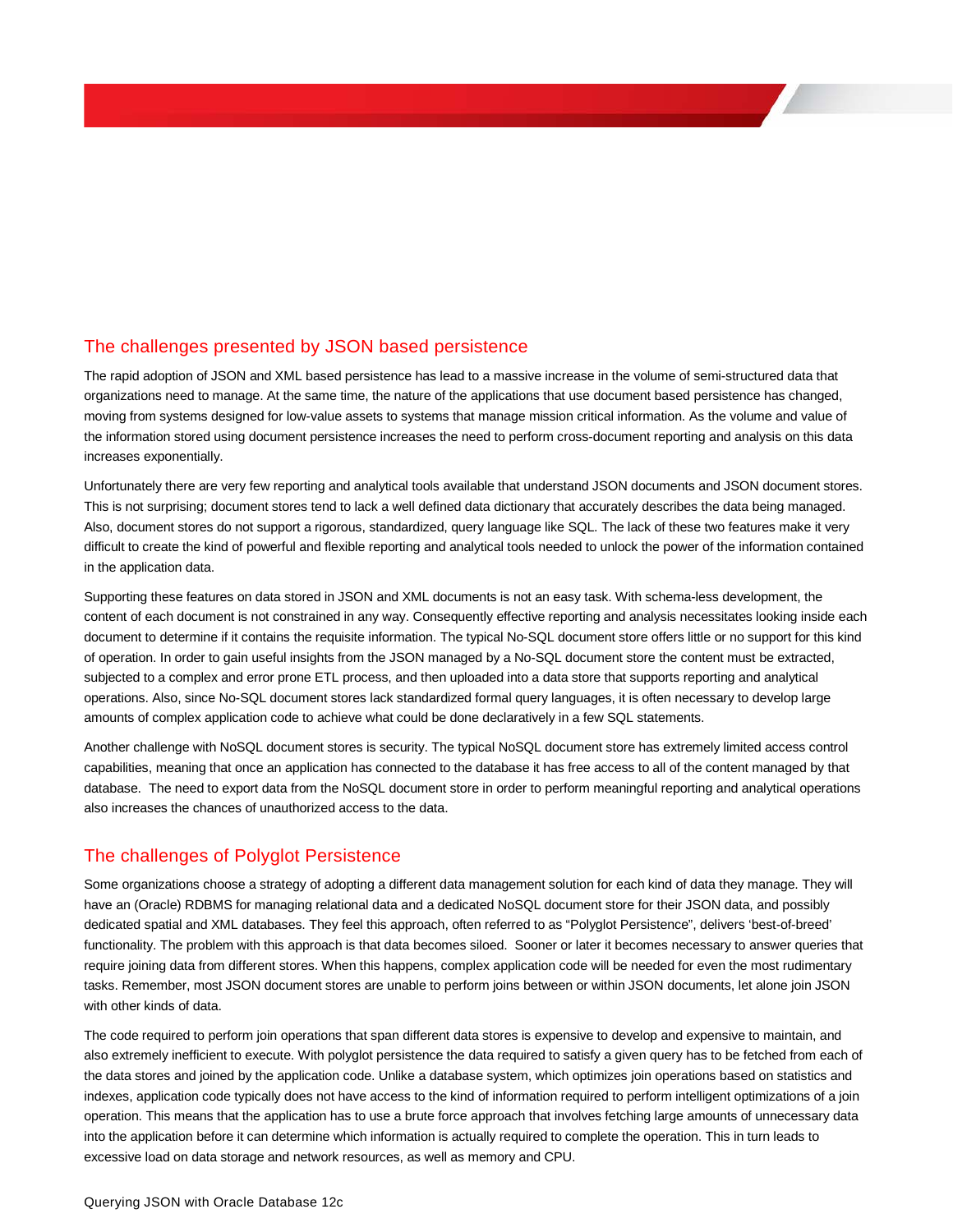## The challenges presented by JSON based persistence

The rapid adoption of JSON and XML based persistence has lead to a massive increase in the volume of semi-structured data that organizations need to manage. At the same time, the nature of the applications that use document based persistence has changed, moving from systems designed for low-value assets to systems that manage mission critical information. As the volume and value of the information stored using document persistence increases the need to perform cross-document reporting and analysis on this data increases exponentially.

Unfortunately there are very few reporting and analytical tools available that understand JSON documents and JSON document stores. This is not surprising; document stores tend to lack a well defined data dictionary that accurately describes the data being managed. Also, document stores do not support a rigorous, standardized, query language like SQL. The lack of these two features make it very difficult to create the kind of powerful and flexible reporting and analytical tools needed to unlock the power of the information contained in the application data.

Supporting these features on data stored in JSON and XML documents is not an easy task. With schema-less development, the content of each document is not constrained in any way. Consequently effective reporting and analysis necessitates looking inside each document to determine if it contains the requisite information. The typical No-SQL document store offers little or no support for this kind of operation. In order to gain useful insights from the JSON managed by a No-SQL document store the content must be extracted, subjected to a complex and error prone ETL process, and then uploaded into a data store that supports reporting and analytical operations. Also, since No-SQL document stores lack standardized formal query languages, it is often necessary to develop large amounts of complex application code to achieve what could be done declaratively in a few SQL statements.

Another challenge with NoSQL document stores is security. The typical NoSQL document store has extremely limited access control capabilities, meaning that once an application has connected to the database it has free access to all of the content managed by that database. The need to export data from the NoSQL document store in order to perform meaningful reporting and analytical operations also increases the chances of unauthorized access to the data.

## The challenges of Polyglot Persistence

Some organizations choose a strategy of adopting a different data management solution for each kind of data they manage. They will have an (Oracle) RDBMS for managing relational data and a dedicated NoSQL document store for their JSON data, and possibly dedicated spatial and XML databases. They feel this approach, often referred to as "Polyglot Persistence", delivers 'best-of-breed' functionality. The problem with this approach is that data becomes siloed. Sooner or later it becomes necessary to answer queries that require joining data from different stores. When this happens, complex application code will be needed for even the most rudimentary tasks. Remember, most JSON document stores are unable to perform joins between or within JSON documents, let alone join JSON with other kinds of data.

The code required to perform join operations that span different data stores is expensive to develop and expensive to maintain, and also extremely inefficient to execute. With polyglot persistence the data required to satisfy a given query has to be fetched from each of the data stores and joined by the application code. Unlike a database system, which optimizes join operations based on statistics and indexes, application code typically does not have access to the kind of information required to perform intelligent optimizations of a join operation. This means that the application has to use a brute force approach that involves fetching large amounts of unnecessary data into the application before it can determine which information is actually required to complete the operation. This in turn leads to excessive load on data storage and network resources, as well as memory and CPU.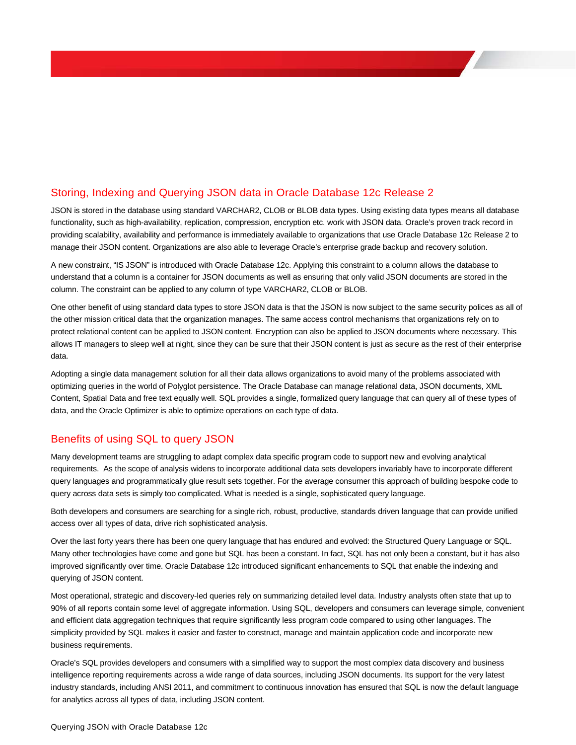## Storing, Indexing and Querying JSON data in Oracle Database 12c Release 2

JSON is stored in the database using standard VARCHAR2, CLOB or BLOB data types. Using existing data types means all database functionality, such as high-availability, replication, compression, encryption etc. work with JSON data. Oracle's proven track record in providing scalability, availability and performance is immediately available to organizations that use Oracle Database 12c Release 2 to manage their JSON content. Organizations are also able to leverage Oracle's enterprise grade backup and recovery solution.

A new constraint, "IS JSON" is introduced with Oracle Database 12c. Applying this constraint to a column allows the database to understand that a column is a container for JSON documents as well as ensuring that only valid JSON documents are stored in the column. The constraint can be applied to any column of type VARCHAR2, CLOB or BLOB.

One other benefit of using standard data types to store JSON data is that the JSON is now subject to the same security polices as all of the other mission critical data that the organization manages. The same access control mechanisms that organizations rely on to protect relational content can be applied to JSON content. Encryption can also be applied to JSON documents where necessary. This allows IT managers to sleep well at night, since they can be sure that their JSON content is just as secure as the rest of their enterprise data.

Adopting a single data management solution for all their data allows organizations to avoid many of the problems associated with optimizing queries in the world of Polyglot persistence. The Oracle Database can manage relational data, JSON documents, XML Content, Spatial Data and free text equally well. SQL provides a single, formalized query language that can query all of these types of data, and the Oracle Optimizer is able to optimize operations on each type of data.

## Benefits of using SQL to query JSON

Many development teams are struggling to adapt complex data specific program code to support new and evolving analytical requirements. As the scope of analysis widens to incorporate additional data sets developers invariably have to incorporate different query languages and programmatically glue result sets together. For the average consumer this approach of building bespoke code to query across data sets is simply too complicated. What is needed is a single, sophisticated query language.

Both developers and consumers are searching for a single rich, robust, productive, standards driven language that can provide unified access over all types of data, drive rich sophisticated analysis.

Over the last forty years there has been one query language that has endured and evolved: the Structured Query Language or SQL. Many other technologies have come and gone but SQL has been a constant. In fact, SQL has not only been a constant, but it has also improved significantly over time. Oracle Database 12c introduced significant enhancements to SQL that enable the indexing and querying of JSON content.

Most operational, strategic and discovery-led queries rely on summarizing detailed level data. Industry analysts often state that up to 90% of all reports contain some level of aggregate information. Using SQL, developers and consumers can leverage simple, convenient and efficient data aggregation techniques that require significantly less program code compared to using other languages. The simplicity provided by SQL makes it easier and faster to construct, manage and maintain application code and incorporate new business requirements.

Oracle's SQL provides developers and consumers with a simplified way to support the most complex data discovery and business intelligence reporting requirements across a wide range of data sources, including JSON documents. Its support for the very latest industry standards, including ANSI 2011, and commitment to continuous innovation has ensured that SQL is now the default language for analytics across all types of data, including JSON content.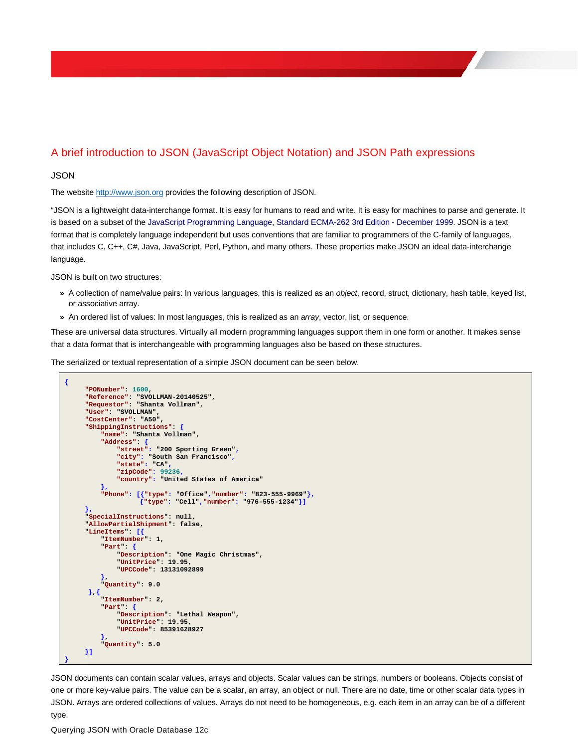## A brief introduction to JSON (JavaScript Object Notation) and JSON Path expressions

### JSON

The website http://www.json.org provides the following description of JSON.

"JSON is a lightweight data-interchange format. It is easy for humans to read and write. It is easy for machines to parse and generate. It is based on a subset of the JavaScript Programming Language, Standard ECMA-262 3rd Edition - December 1999. JSON is a text format that is completely language independent but uses conventions that are familiar to programmers of the C-family of languages, that includes C, C++, C#, Java, JavaScript, Perl, Python, and many others. These properties make JSON an ideal data-interchange language.

JSON is built on two structures:

- A collection of name/value pairs: In various languages, this is realized as an *object*, record, struct, dictionary, hash table, keyed list, or associative array.
- An ordered list of values: In most languages, this is realized as an *array*, vector, list, or sequence.

These are universal data structures. Virtually all modern programming languages support them in one form or another. It makes sense that a data format that is interchangeable with programming languages also be based on these structures.

The serialized or textual representation of a simple JSON document can be seen below.

```
{
     "PONumber": 1600,
     "Reference": "SVOLLMAN-20140525",
     "Requestor": "Shanta Vollman",
     "User": "SVOLLMAN",
     "CostCenter": "A50",
     "ShippingInstructions": {
         "name": "Shanta Vollman",
         "Address": {
             "street": "200 Sporting Green",
             "city": "South San Francisco",
             "state": "CA",
             "zipCode": 99236,
             "country": "United States of America"
         },
         "Phone": [{"type": "Office","number": "823-555-9969"},
                   {"type": "Cell","number": "976-555-1234"}]
     },
     "SpecialInstructions": null,
     "AllowPartialShipment": false,
     "LineItems": [{
         "ItemNumber": 1,
         "Part": {
             "Description": "One Magic Christmas",
             "UnitPrice": 19.95,
             "UPCCode": 13131092899
         },
         "Quantity": 9.0
      },{
         "ItemNumber": 2,
         "Part": {
             "Description": "Lethal Weapon",
             "UnitPrice": 19.95,
             "UPCCode": 85391628927
         },
         "Quantity": 5.0
     }]
}
```

JSON documents can contain scalar values, arrays and objects. Scalar values can be strings, numbers or booleans. Objects consist of one or more key-value pairs. The value can be a scalar, an array, an object or null. There are no date, time or other scalar data types in JSON. Arrays are ordered collections of values. Arrays do not need to be homogeneous, e.g. each item in an array can be of a different type.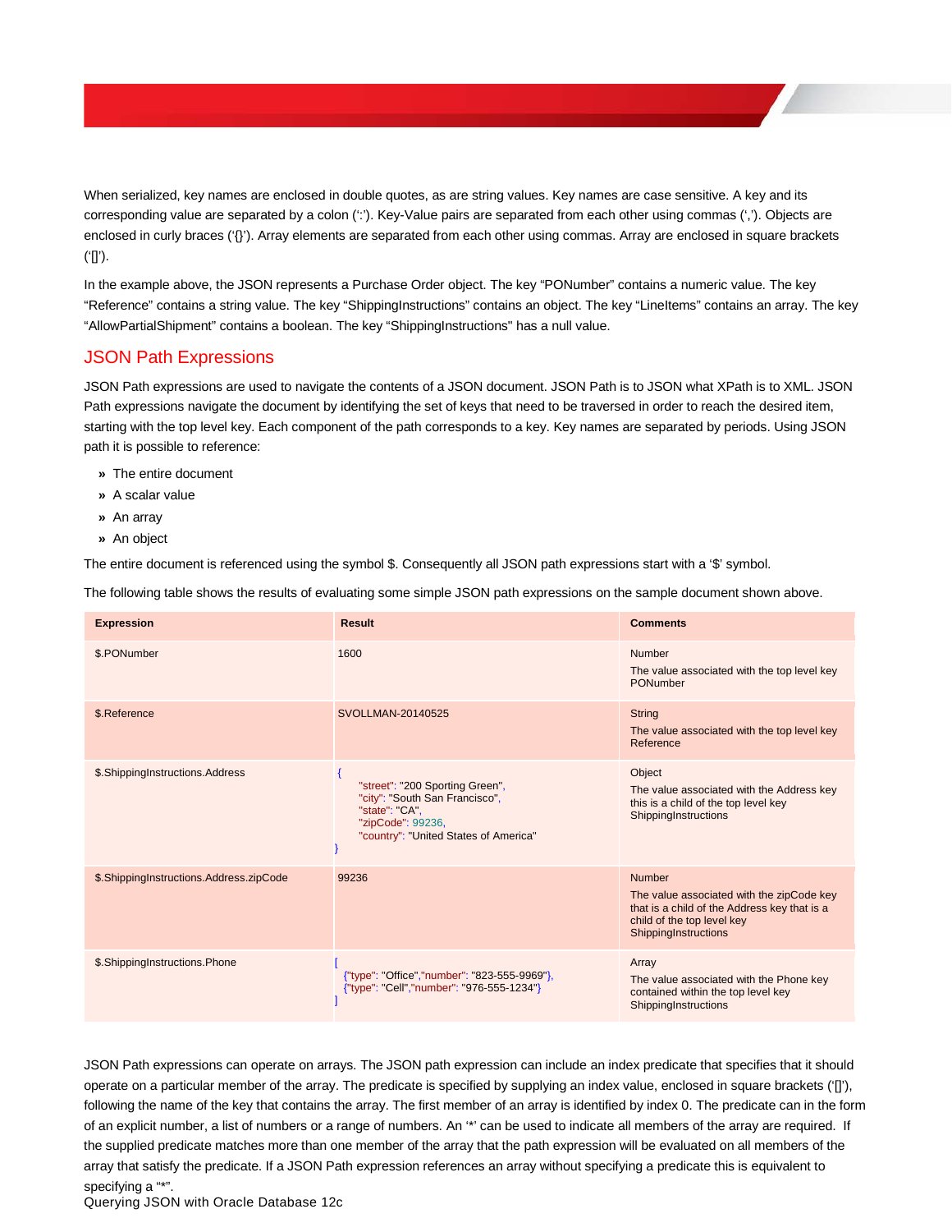When serialized, key names are enclosed in double quotes, as are string values. Key names are case sensitive. A key and its corresponding value are separated by a colon (':'). Key-Value pairs are separated from each other using commas (','). Objects are enclosed in curly braces ('{}'). Array elements are separated from each other using commas. Array are enclosed in square brackets ('[]').

In the example above, the JSON represents a Purchase Order object. The key "PONumber" contains a numeric value. The key "Reference" contains a string value. The key "ShippingInstructions" contains an object. The key "LineItems" contains an array. The key "AllowPartialShipment" contains a boolean. The key "ShippingInstructions" has a null value.

## JSON Path Expressions

JSON Path expressions are used to navigate the contents of a JSON document. JSON Path is to JSON what XPath is to XML. JSON Path expressions navigate the document by identifying the set of keys that need to be traversed in order to reach the desired item, starting with the top level key. Each component of the path corresponds to a key. Key names are separated by periods. Using JSON path it is possible to reference:

- The entire document
- A scalar value
- An array
- An object

The entire document is referenced using the symbol $. Consequently all JSON path expressions start with a '$' symbol.

The following table shows the results of evaluating some simple JSON path expressions on the sample document shown above.

| Expression | Result | Comments |
| --- | --- | --- |
| $.PONumber | 1600 | Number<br>The value associated with the top level key PONumber |
| $.Reference | SVOLLMAN-20140525 | String<br>The value associated with the top level key Reference |
| $.ShippingInstructions.Address | { "street": "200 Sporting Green", "city": "South San Francisco", "state": "CA", "zipCode": 99236, "country": "United States of America" } | Object<br>The value associated with the Address key this is a child of the top level key ShippingInstructions |
| $.ShippingInstructions.Address.zipCode | 99236 | Number<br>The value associated with the zipCode key that is a child of the Address key that is a child of the top level key ShippingInstructions |
| $.ShippingInstructions.Phone | [ {"type": "Office","number": "823-555-9969"}, {"type": "Cell","number": "976-555-1234"} ] | Array<br>The value associated with the Phone key contained within the top level key ShippingInstructions |

JSON Path expressions can operate on arrays. The JSON path expression can include an index predicate that specifies that it should operate on a particular member of the array. The predicate is specified by supplying an index value, enclosed in square brackets ('[]'), following the name of the key that contains the array. The first member of an array is identified by index 0. The predicate can in the form of an explicit number, a list of numbers or a range of numbers. An '*' can be used to indicate all members of the array are required. If the supplied predicate matches more than one member of the array that the path expression will be evaluated on all members of the array that satisfy the predicate. If a JSON Path expression references an array without specifying a predicate this is equivalent to specifying a "*".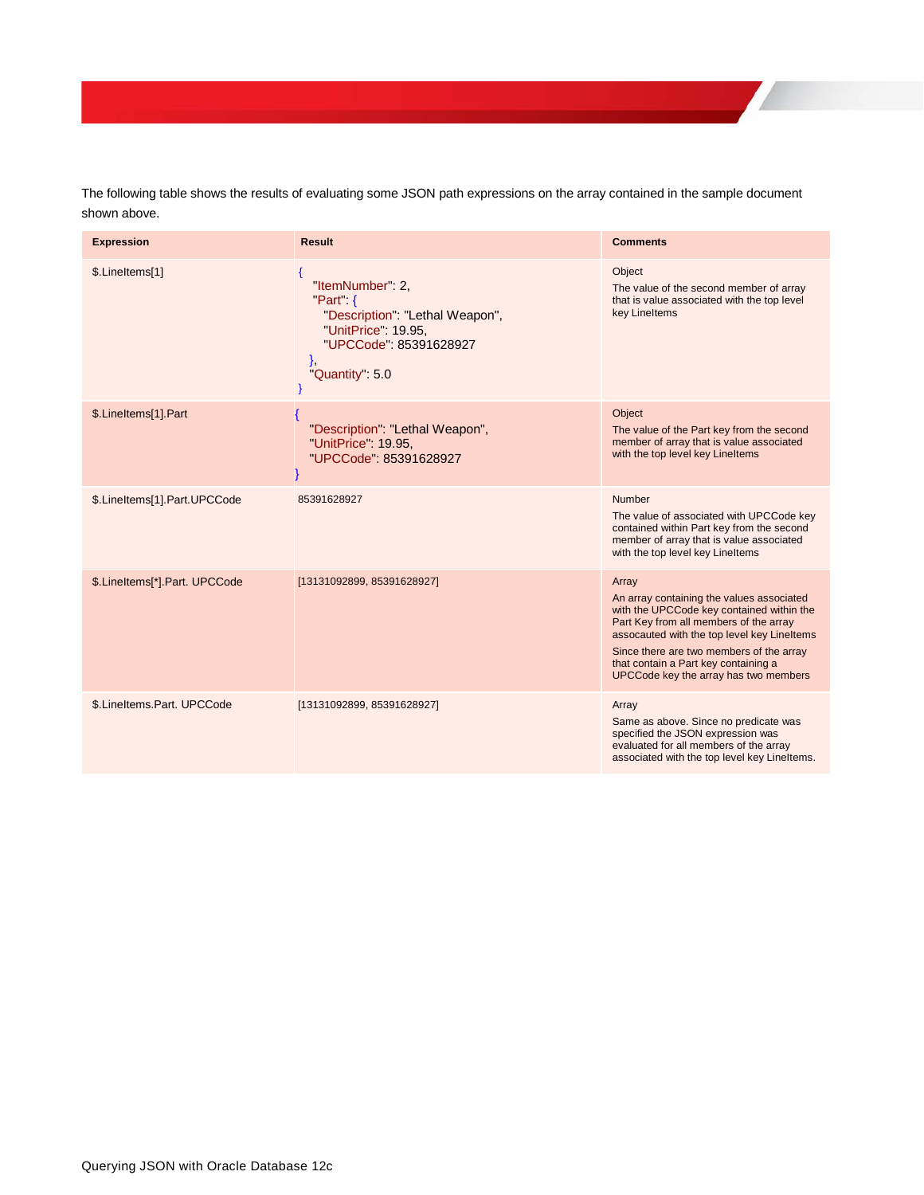The following table shows the results of evaluating some JSON path expressions on the array contained in the sample document shown above.

| Expression | Result | Comments |
|---|---|---|
| $.LineItems[1] | `{ "ItemNumber": 2, "Part": { "Description": "Lethal Weapon", "UnitPrice": 19.95, "UPCCode": 85391628927 }, "Quantity": 5.0 }` | Object<br>The value of the second member of array that is value associated with the top level key LineItems |
| $.LineItems[1].Part | `{ "Description": "Lethal Weapon", "UnitPrice": 19.95, "UPCCode": 85391628927 }` | Object<br>The value of the Part key from the second member of array that is value associated with the top level key LineItems |
| $.LineItems[1].Part.UPCCode | 85391628927 | Number<br>The value of associated with UPCCode key contained within Part key from the second member of array that is value associated with the top level key LineItems |
| $.LineItems[*].Part. UPCCode | [13131092899, 85391628927] | Array<br>An array containing the values associated with the UPCCode key contained within the Part Key from all members of the array assocauted with the top level key LineItems<br>Since there are two members of the array that contain a Part key containing a UPCCode key the array has two members |
| $.LineItems.Part. UPCCode | [13131092899, 85391628927] | Array<br>Same as above. Since no predicate was specified the JSON expression was evaluated for all members of the array associated with the top level key LineItems. |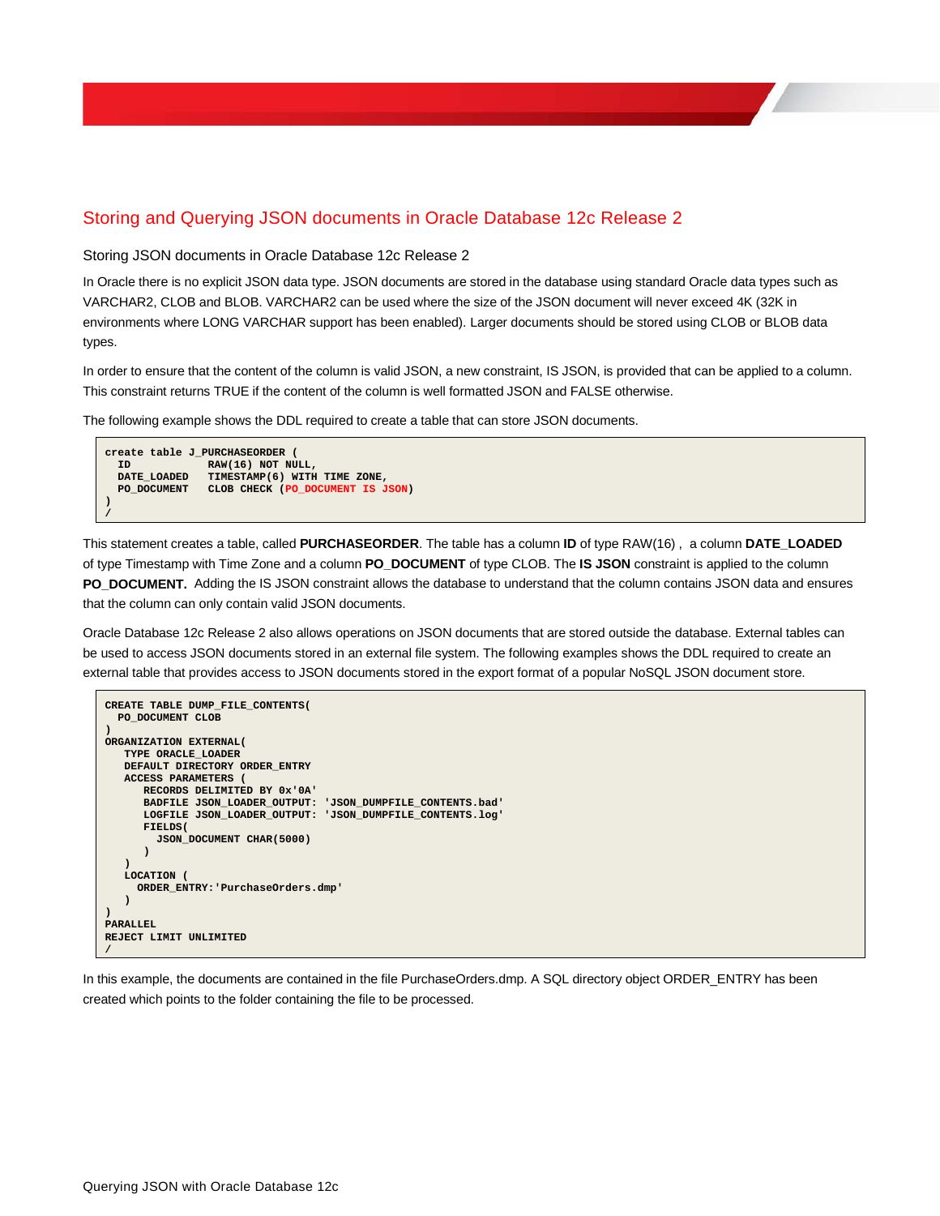## Storing and Querying JSON documents in Oracle Database 12c Release 2

### Storing JSON documents in Oracle Database 12c Release 2

In Oracle there is no explicit JSON data type. JSON documents are stored in the database using standard Oracle data types such as VARCHAR2, CLOB and BLOB. VARCHAR2 can be used where the size of the JSON document will never exceed 4K (32K in environments where LONG VARCHAR support has been enabled). Larger documents should be stored using CLOB or BLOB data types.

In order to ensure that the content of the column is valid JSON, a new constraint, IS JSON, is provided that can be applied to a column. This constraint returns TRUE if the content of the column is well formatted JSON and FALSE otherwise.

The following example shows the DDL required to create a table that can store JSON documents.

```
create table J_PURCHASEORDER (
  ID             RAW(16) NOT NULL,
  DATE_LOADED    TIMESTAMP(6) WITH TIME ZONE,
  PO_DOCUMENT    CLOB CHECK (PO_DOCUMENT IS JSON)
)
/
```

This statement creates a table, called **PURCHASEORDER**. The table has a column **ID** of type RAW(16) , a column **DATE_LOADED** of type Timestamp with Time Zone and a column **PO_DOCUMENT** of type CLOB. The **IS JSON** constraint is applied to the column **PO_DOCUMENT.** Adding the IS JSON constraint allows the database to understand that the column contains JSON data and ensures that the column can only contain valid JSON documents.

Oracle Database 12c Release 2 also allows operations on JSON documents that are stored outside the database. External tables can be used to access JSON documents stored in an external file system. The following examples shows the DDL required to create an external table that provides access to JSON documents stored in the export format of a popular NoSQL JSON document store.

```
CREATE TABLE DUMP_FILE_CONTENTS(
  PO_DOCUMENT CLOB
)
ORGANIZATION EXTERNAL(
   TYPE ORACLE_LOADER
   DEFAULT DIRECTORY ORDER_ENTRY
   ACCESS PARAMETERS (
      RECORDS DELIMITED BY 0x'0A'
      BADFILE JSON_LOADER_OUTPUT: 'JSON_DUMPFILE_CONTENTS.bad'
      LOGFILE JSON_LOADER_OUTPUT: 'JSON_DUMPFILE_CONTENTS.log'
      FIELDS(
        JSON_DOCUMENT CHAR(5000)
      )
   )
   LOCATION (
     ORDER_ENTRY:'PurchaseOrders.dmp'
   )
)
PARALLEL
REJECT LIMIT UNLIMITED
/
```

In this example, the documents are contained in the file PurchaseOrders.dmp. A SQL directory object ORDER_ENTRY has been created which points to the folder containing the file to be processed.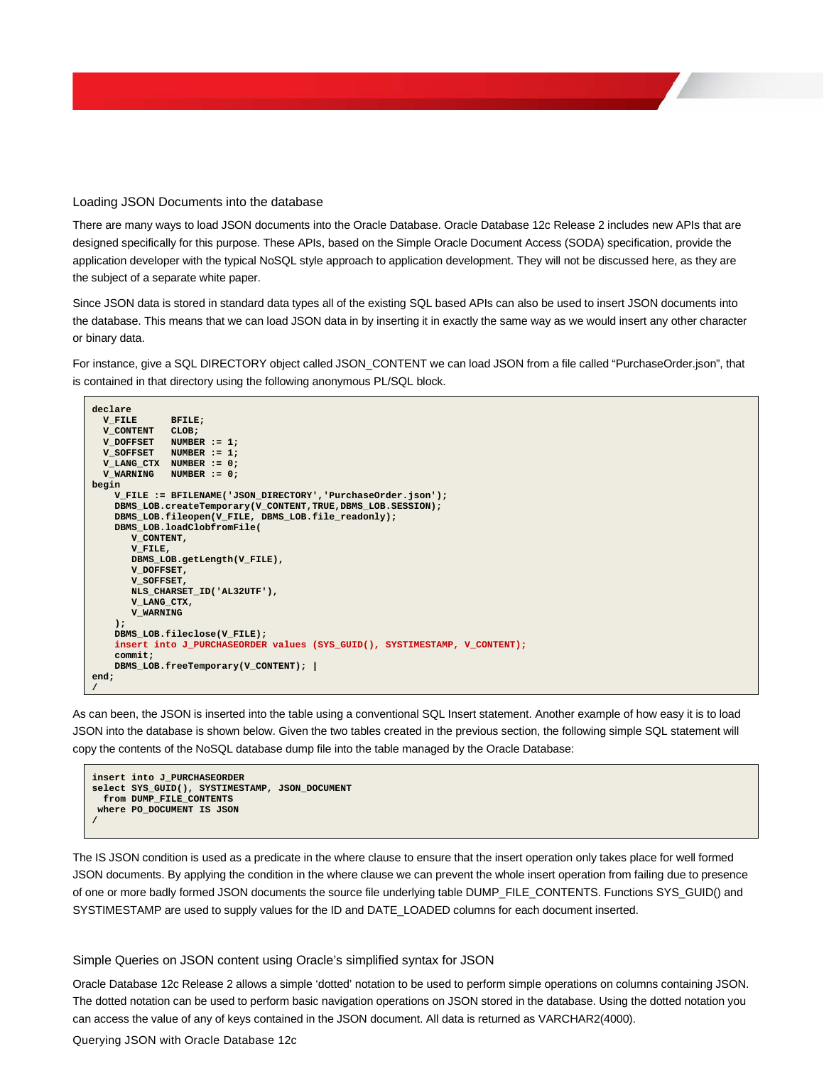## Loading JSON Documents into the database

There are many ways to load JSON documents into the Oracle Database. Oracle Database 12c Release 2 includes new APIs that are designed specifically for this purpose. These APIs, based on the Simple Oracle Document Access (SODA) specification, provide the application developer with the typical NoSQL style approach to application development. They will not be discussed here, as they are the subject of a separate white paper.

Since JSON data is stored in standard data types all of the existing SQL based APIs can also be used to insert JSON documents into the database. This means that we can load JSON data in by inserting it in exactly the same way as we would insert any other character or binary data.

For instance, give a SQL DIRECTORY object called JSON_CONTENT we can load JSON from a file called "PurchaseOrder.json", that is contained in that directory using the following anonymous PL/SQL block.

```
declare
  V_FILE      BFILE;
  V_CONTENT   CLOB;
  V_DOFFSET   NUMBER := 1;
  V_SOFFSET   NUMBER := 1;
  V_LANG_CTX  NUMBER := 0;
  V_WARNING   NUMBER := 0;
begin
    V_FILE := BFILENAME('JSON_DIRECTORY','PurchaseOrder.json');
    DBMS_LOB.createTemporary(V_CONTENT,TRUE,DBMS_LOB.SESSION);
    DBMS_LOB.fileopen(V_FILE, DBMS_LOB.file_readonly);
    DBMS_LOB.loadClobfromFile(
       V_CONTENT,
       V_FILE,
       DBMS_LOB.getLength(V_FILE),
       V_DOFFSET,
       V_SOFFSET,
       NLS_CHARSET_ID('AL32UTF'),
       V_LANG_CTX,
       V_WARNING
    );
    DBMS_LOB.fileclose(V_FILE);
    insert into J_PURCHASEORDER values (SYS_GUID(), SYSTIMESTAMP, V_CONTENT);
    commit;
    DBMS_LOB.freeTemporary(V_CONTENT); |
end;
/
```

As can been, the JSON is inserted into the table using a conventional SQL Insert statement. Another example of how easy it is to load JSON into the database is shown below. Given the two tables created in the previous section, the following simple SQL statement will copy the contents of the NoSQL database dump file into the table managed by the Oracle Database:

```
insert into J_PURCHASEORDER
select SYS_GUID(), SYSTIMESTAMP, JSON_DOCUMENT
  from DUMP_FILE_CONTENTS
 where PO_DOCUMENT IS JSON
/
```

The IS JSON condition is used as a predicate in the where clause to ensure that the insert operation only takes place for well formed JSON documents. By applying the condition in the where clause we can prevent the whole insert operation from failing due to presence of one or more badly formed JSON documents the source file underlying table DUMP_FILE_CONTENTS. Functions SYS_GUID() and SYSTIMESTAMP are used to supply values for the ID and DATE_LOADED columns for each document inserted.

## Simple Queries on JSON content using Oracle's simplified syntax for JSON

Oracle Database 12c Release 2 allows a simple 'dotted' notation to be used to perform simple operations on columns containing JSON. The dotted notation can be used to perform basic navigation operations on JSON stored in the database. Using the dotted notation you can access the value of any of keys contained in the JSON document. All data is returned as VARCHAR2(4000).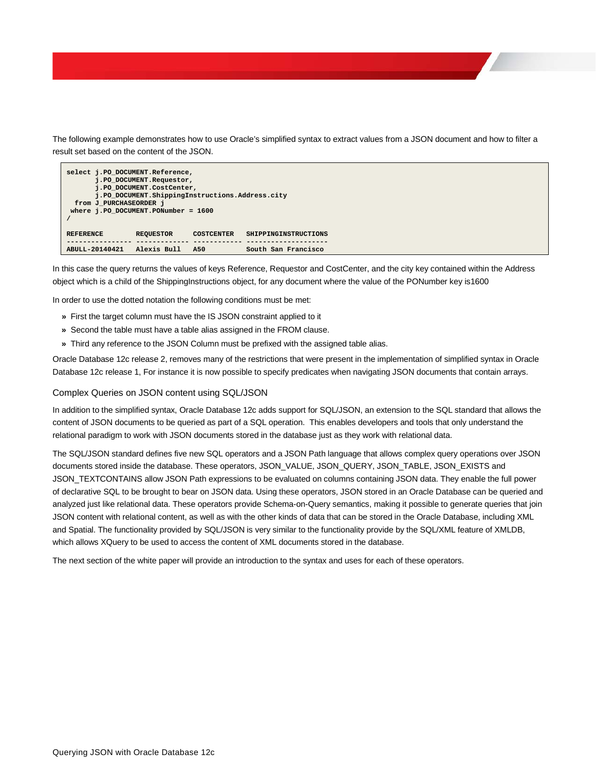The following example demonstrates how to use Oracle's simplified syntax to extract values from a JSON document and how to filter a result set based on the content of the JSON.

```
select j.PO_DOCUMENT.Reference,
       j.PO_DOCUMENT.Requestor,
       j.PO_DOCUMENT.CostCenter,
       j.PO_DOCUMENT.ShippingInstructions.Address.city
  from J_PURCHASEORDER j
 where j.PO_DOCUMENT.PONumber = 1600
/

REFERENCE        REQUESTOR    COSTCENTER  SHIPPINGINSTRUCTIONS
---------------- ------------ ----------- --------------------
ABULL-20140421   Alexis Bull  A50         South San Francisco
```

In this case the query returns the values of keys Reference, Requestor and CostCenter, and the city key contained within the Address object which is a child of the ShippingInstructions object, for any document where the value of the PONumber key is1600

In order to use the dotted notation the following conditions must be met:

- First the target column must have the IS JSON constraint applied to it
- Second the table must have a table alias assigned in the FROM clause.
- Third any reference to the JSON Column must be prefixed with the assigned table alias.

Oracle Database 12c release 2, removes many of the restrictions that were present in the implementation of simplified syntax in Oracle Database 12c release 1, For instance it is now possible to specify predicates when navigating JSON documents that contain arrays.

## Complex Queries on JSON content using SQL/JSON

In addition to the simplified syntax, Oracle Database 12c adds support for SQL/JSON, an extension to the SQL standard that allows the content of JSON documents to be queried as part of a SQL operation. This enables developers and tools that only understand the relational paradigm to work with JSON documents stored in the database just as they work with relational data.

The SQL/JSON standard defines five new SQL operators and a JSON Path language that allows complex query operations over JSON documents stored inside the database. These operators, JSON_VALUE, JSON_QUERY, JSON_TABLE, JSON_EXISTS and JSON_TEXTCONTAINS allow JSON Path expressions to be evaluated on columns containing JSON data. They enable the full power of declarative SQL to be brought to bear on JSON data. Using these operators, JSON stored in an Oracle Database can be queried and analyzed just like relational data. These operators provide Schema-on-Query semantics, making it possible to generate queries that join JSON content with relational content, as well as with the other kinds of data that can be stored in the Oracle Database, including XML and Spatial. The functionality provided by SQL/JSON is very similar to the functionality provide by the SQL/XML feature of XMLDB, which allows XQuery to be used to access the content of XML documents stored in the database.

The next section of the white paper will provide an introduction to the syntax and uses for each of these operators.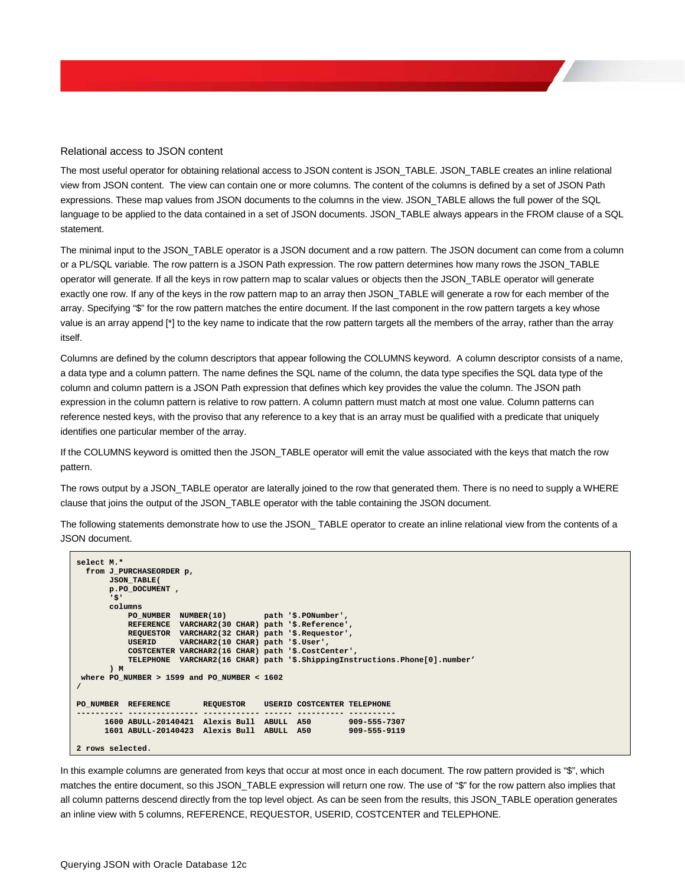### Relational access to JSON content

The most useful operator for obtaining relational access to JSON content is JSON_TABLE. JSON_TABLE creates an inline relational view from JSON content. The view can contain one or more columns. The content of the columns is defined by a set of JSON Path expressions. These map values from JSON documents to the columns in the view. JSON_TABLE allows the full power of the SQL language to be applied to the data contained in a set of JSON documents. JSON_TABLE always appears in the FROM clause of a SQL statement.

The minimal input to the JSON_TABLE operator is a JSON document and a row pattern. The JSON document can come from a column or a PL/SQL variable. The row pattern is a JSON Path expression. The row pattern determines how many rows the JSON_TABLE operator will generate. If all the keys in row pattern map to scalar values or objects then the JSON_TABLE operator will generate exactly one row. If any of the keys in the row pattern map to an array then JSON_TABLE will generate a row for each member of the array. Specifying "$" for the row pattern matches the entire document. If the last component in the row pattern targets a key whose value is an array append [*] to the key name to indicate that the row pattern targets all the members of the array, rather than the array itself.

Columns are defined by the column descriptors that appear following the COLUMNS keyword. A column descriptor consists of a name, a data type and a column pattern. The name defines the SQL name of the column, the data type specifies the SQL data type of the column and column pattern is a JSON Path expression that defines which key provides the value the column. The JSON path expression in the column pattern is relative to row pattern. A column pattern must match at most one value. Column patterns can reference nested keys, with the proviso that any reference to a key that is an array must be qualified with a predicate that uniquely identifies one particular member of the array.

If the COLUMNS keyword is omitted then the JSON_TABLE operator will emit the value associated with the keys that match the row pattern.

The rows output by a JSON_TABLE operator are laterally joined to the row that generated them. There is no need to supply a WHERE clause that joins the output of the JSON_TABLE operator with the table containing the JSON document.

The following statements demonstrate how to use the JSON_ TABLE operator to create an inline relational view from the contents of a JSON document.

```
select M.*
  from J_PURCHASEORDER p,
       JSON_TABLE(
       p.PO_DOCUMENT ,
       '$'
       columns
           PO_NUMBER  NUMBER(10)        path '$.PONumber',
           REFERENCE  VARCHAR2(30 CHAR) path '$.Reference',
           REQUESTOR  VARCHAR2(32 CHAR) path '$.Requestor',
           USERID     VARCHAR2(10 CHAR) path '$.User',
           COSTCENTER VARCHAR2(16 CHAR) path '$.CostCenter',
           TELEPHONE  VARCHAR2(16 CHAR) path '$.ShippingInstructions.Phone[0].number'
        ) M
 where PO_NUMBER > 1599 and PO_NUMBER < 1602
/

PO_NUMBER  REFERENCE       REQUESTOR    USERID COSTCENTER TELEPHONE
---------- --------------- ------------ ------ ---------- ----------
      1600 ABULL-20140421  Alexis Bull  ABULL  A50        909-555-7307
      1601 ABULL-20140423  Alexis Bull  ABULL  A50        909-555-9119

2 rows selected.
```

In this example columns are generated from keys that occur at most once in each document. The row pattern provided is "$", which matches the entire document, so this JSON_TABLE expression will return one row. The use of "$" for the row pattern also implies that all column patterns descend directly from the top level object. As can be seen from the results, this JSON_TABLE operation generates an inline view with 5 columns, REFERENCE, REQUESTOR, USERID, COSTCENTER and TELEPHONE.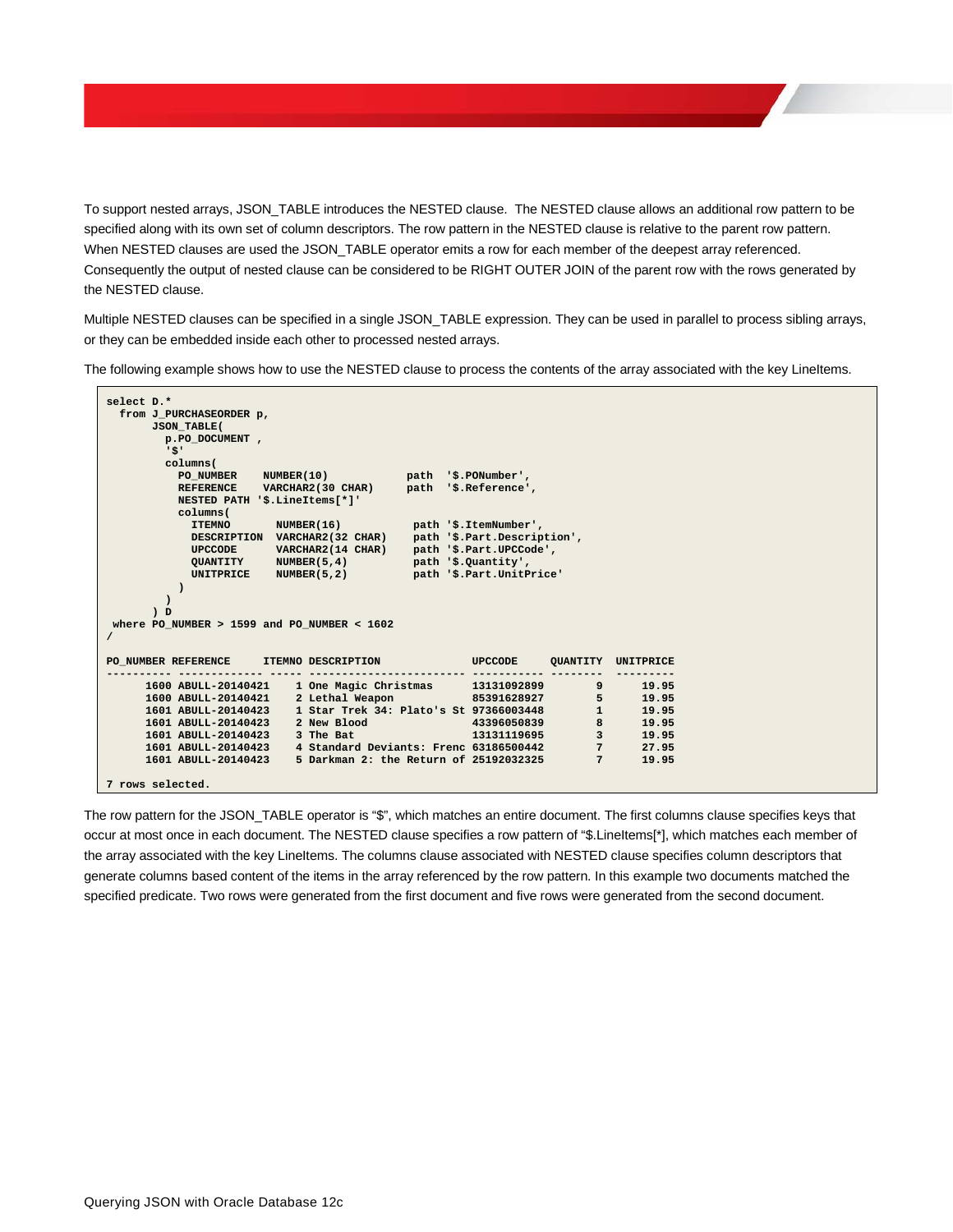To support nested arrays, JSON_TABLE introduces the NESTED clause. The NESTED clause allows an additional row pattern to be specified along with its own set of column descriptors. The row pattern in the NESTED clause is relative to the parent row pattern. When NESTED clauses are used the JSON_TABLE operator emits a row for each member of the deepest array referenced. Consequently the output of nested clause can be considered to be RIGHT OUTER JOIN of the parent row with the rows generated by the NESTED clause.

Multiple NESTED clauses can be specified in a single JSON_TABLE expression. They can be used in parallel to process sibling arrays, or they can be embedded inside each other to processed nested arrays.

The following example shows how to use the NESTED clause to process the contents of the array associated with the key LineItems.

```
select D.*
  from J_PURCHASEORDER p,
       JSON_TABLE(
         p.PO_DOCUMENT ,
         '$'
         columns(
           PO_NUMBER    NUMBER(10)            path  '$.PONumber',
           REFERENCE    VARCHAR2(30 CHAR)     path  '$.Reference',
           NESTED PATH '$.LineItems[*]'
           columns(
             ITEMNO       NUMBER(16)           path '$.ItemNumber',
             DESCRIPTION  VARCHAR2(32 CHAR)    path '$.Part.Description',
             UPCCODE      VARCHAR2(14 CHAR)    path '$.Part.UPCCode',
             QUANTITY     NUMBER(5,4)          path '$.Quantity',
             UNITPRICE    NUMBER(5,2)          path '$.Part.UnitPrice'
           )
         )
       ) D
 where PO_NUMBER > 1599 and PO_NUMBER < 1602
/

PO_NUMBER REFERENCE     ITEMNO DESCRIPTION              UPCCODE     QUANTITY  UNITPRICE
---------- ------------ ----- ----------------------- ----------- -------- ---------
      1600 ABULL-20140421    1 One Magic Christmas      13131092899        9     19.95
      1600 ABULL-20140421    2 Lethal Weapon            85391628927        5     19.95
      1601 ABULL-20140423    1 Star Trek 34: Plato's St 97366003448        1     19.95
      1601 ABULL-20140423    2 New Blood                43396050839        8     19.95
      1601 ABULL-20140423    3 The Bat                  13131119695        3     19.95
      1601 ABULL-20140423    4 Standard Deviants: Frenc 63186500442        7     27.95
      1601 ABULL-20140423    5 Darkman 2: the Return of 25192032325        7     19.95

7 rows selected.
```

The row pattern for the JSON_TABLE operator is "$", which matches an entire document. The first columns clause specifies keys that occur at most once in each document. The NESTED clause specifies a row pattern of "$.LineItems[*], which matches each member of the array associated with the key LineItems. The columns clause associated with NESTED clause specifies column descriptors that generate columns based content of the items in the array referenced by the row pattern. In this example two documents matched the specified predicate. Two rows were generated from the first document and five rows were generated from the second document.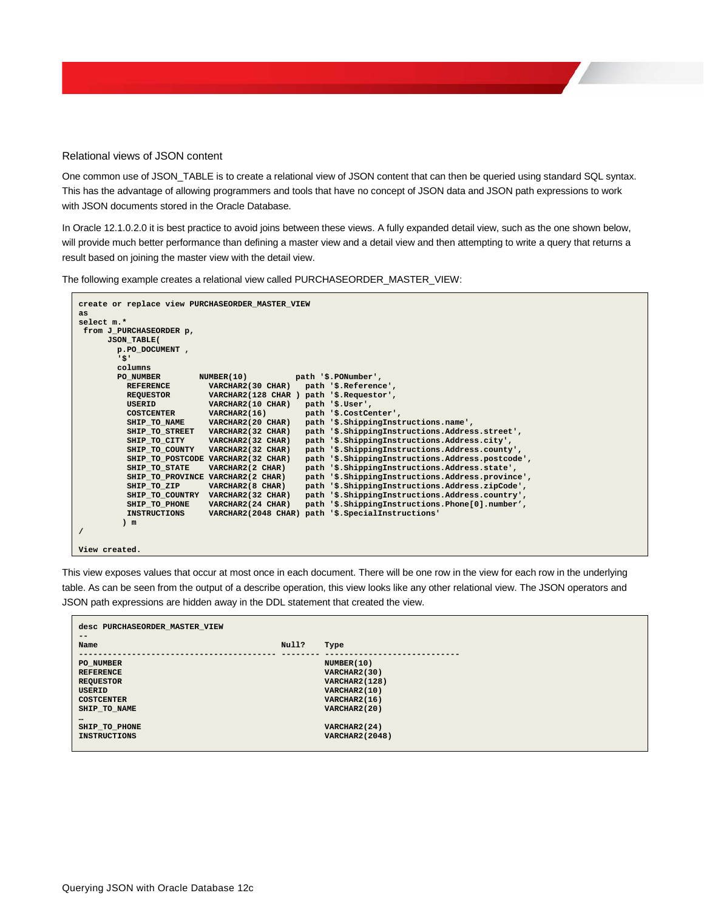## Relational views of JSON content

One common use of JSON_TABLE is to create a relational view of JSON content that can then be queried using standard SQL syntax. This has the advantage of allowing programmers and tools that have no concept of JSON data and JSON path expressions to work with JSON documents stored in the Oracle Database.

In Oracle 12.1.0.2.0 it is best practice to avoid joins between these views. A fully expanded detail view, such as the one shown below, will provide much better performance than defining a master view and a detail view and then attempting to write a query that returns a result based on joining the master view with the detail view.

The following example creates a relational view called PURCHASEORDER_MASTER_VIEW:

```
create or replace view PURCHASEORDER_MASTER_VIEW
as
select m.*
 from J_PURCHASEORDER p,
      JSON_TABLE(
        p.PO_DOCUMENT ,
        '$'
        columns
        PO_NUMBER        NUMBER(10)          path '$.PONumber',
          REFERENCE        VARCHAR2(30 CHAR)   path '$.Reference',
          REQUESTOR        VARCHAR2(128 CHAR ) path '$.Requestor',
          USERID           VARCHAR2(10 CHAR)   path '$.User',
          COSTCENTER       VARCHAR2(16)        path '$.CostCenter',
          SHIP_TO_NAME     VARCHAR2(20 CHAR)   path '$.ShippingInstructions.name',
          SHIP_TO_STREET   VARCHAR2(32 CHAR)   path '$.ShippingInstructions.Address.street',
          SHIP_TO_CITY     VARCHAR2(32 CHAR)   path '$.ShippingInstructions.Address.city',
          SHIP_TO_COUNTY   VARCHAR2(32 CHAR)   path '$.ShippingInstructions.Address.county',
          SHIP_TO_POSTCODE VARCHAR2(32 CHAR)   path '$.ShippingInstructions.Address.postcode',
          SHIP_TO_STATE    VARCHAR2(2 CHAR)    path '$.ShippingInstructions.Address.state',
          SHIP_TO_PROVINCE VARCHAR2(2 CHAR)    path '$.ShippingInstructions.Address.province',
          SHIP_TO_ZIP      VARCHAR2(8 CHAR)    path '$.ShippingInstructions.Address.zipCode',
          SHIP_TO_COUNTRY  VARCHAR2(32 CHAR)   path '$.ShippingInstructions.Address.country',
          SHIP_TO_PHONE    VARCHAR2(24 CHAR)   path '$.ShippingInstructions.Phone[0].number',
          INSTRUCTIONS     VARCHAR2(2048 CHAR) path '$.SpecialInstructions'
         ) m
/

View created.
```

This view exposes values that occur at most once in each document. There will be one row in the view for each row in the underlying table. As can be seen from the output of a describe operation, this view looks like any other relational view. The JSON operators and JSON path expressions are hidden away in the DDL statement that created the view.

```
desc PURCHASEORDER_MASTER_VIEW
--
Name                                      Null?    Type
----------------------------------------- -------- ----------------------------
PO_NUMBER                                          NUMBER(10)
REFERENCE                                          VARCHAR2(30)
REQUESTOR                                          VARCHAR2(128)
USERID                                             VARCHAR2(10)
COSTCENTER                                         VARCHAR2(16)
SHIP_TO_NAME                                       VARCHAR2(20)
…
SHIP_TO_PHONE                                      VARCHAR2(24)
INSTRUCTIONS                                       VARCHAR2(2048)
```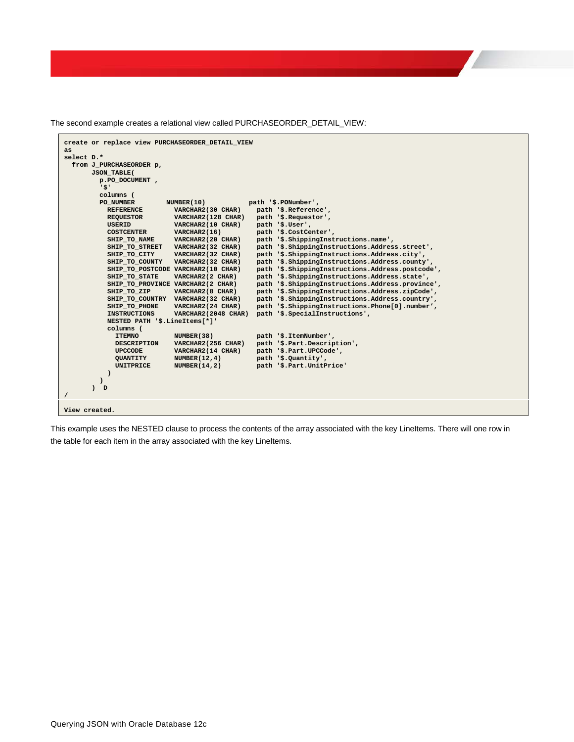The second example creates a relational view called PURCHASEORDER_DETAIL_VIEW:

```
create or replace view PURCHASEORDER_DETAIL_VIEW
as
select D.*
  from J_PURCHASEORDER p,
       JSON_TABLE(
         p.PO_DOCUMENT ,
         '$'
         columns (
         PO_NUMBER        NUMBER(10)           path '$.PONumber',
           REFERENCE        VARCHAR2(30 CHAR)    path '$.Reference',
           REQUESTOR        VARCHAR2(128 CHAR)   path '$.Requestor',
           USERID           VARCHAR2(10 CHAR)    path '$.User',
           COSTCENTER       VARCHAR2(16)         path '$.CostCenter',
           SHIP_TO_NAME     VARCHAR2(20 CHAR)    path '$.ShippingInstructions.name',
           SHIP_TO_STREET   VARCHAR2(32 CHAR)    path '$.ShippingInstructions.Address.street',
           SHIP_TO_CITY     VARCHAR2(32 CHAR)    path '$.ShippingInstructions.Address.city',
           SHIP_TO_COUNTY   VARCHAR2(32 CHAR)    path '$.ShippingInstructions.Address.county',
           SHIP_TO_POSTCODE VARCHAR2(10 CHAR)    path '$.ShippingInstructions.Address.postcode',
           SHIP_TO_STATE    VARCHAR2(2 CHAR)     path '$.ShippingInstructions.Address.state',
           SHIP_TO_PROVINCE VARCHAR2(2 CHAR)     path '$.ShippingInstructions.Address.province',
           SHIP_TO_ZIP      VARCHAR2(8 CHAR)     path '$.ShippingInstructions.Address.zipCode',
           SHIP_TO_COUNTRY  VARCHAR2(32 CHAR)    path '$.ShippingInstructions.Address.country',
           SHIP_TO_PHONE    VARCHAR2(24 CHAR)    path '$.ShippingInstructions.Phone[0].number',
           INSTRUCTIONS     VARCHAR2(2048 CHAR)  path '$.SpecialInstructions',
           NESTED PATH '$.LineItems[*]'
           columns (
             ITEMNO         NUMBER(38)           path '$.ItemNumber',
             DESCRIPTION    VARCHAR2(256 CHAR)   path '$.Part.Description',
             UPCCODE        VARCHAR2(14 CHAR)    path '$.Part.UPCCode',
             QUANTITY       NUMBER(12,4)         path '$.Quantity',
             UNITPRICE      NUMBER(14,2)         path '$.Part.UnitPrice'
           )
         )
       )  D
/

View created.
```

This example uses the NESTED clause to process the contents of the array associated with the key LineItems. There will one row in the table for each item in the array associated with the key LineItems.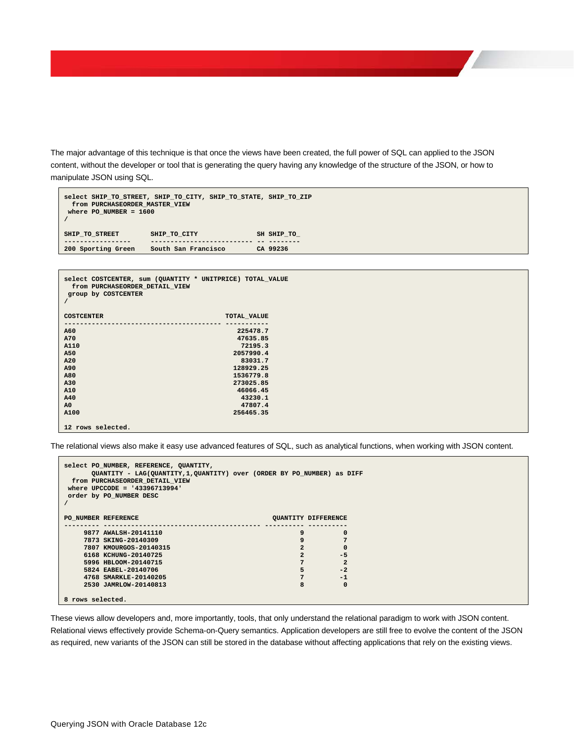The major advantage of this technique is that once the views have been created, the full power of SQL can applied to the JSON content, without the developer or tool that is generating the query having any knowledge of the structure of the JSON, or how to manipulate JSON using SQL.

```
select SHIP_TO_STREET, SHIP_TO_CITY, SHIP_TO_STATE, SHIP_TO_ZIP
  from PURCHASEORDER_MASTER_VIEW
 where PO_NUMBER = 1600
/

SHIP_TO_STREET       SHIP_TO_CITY               SH SHIP_TO_
-----------------    -------------------------- -- --------
200 Sporting Green   South San Francisco        CA 99236
```

```
select COSTCENTER, sum (QUANTITY * UNITPRICE) TOTAL_VALUE
  from PURCHASEORDER_DETAIL_VIEW
 group by COSTCENTER
/

COSTCENTER                               TOTAL_VALUE
---------------------------------------- -----------
A60                                         225478.7
A70                                         47635.85
A110                                         72195.3
A50                                        2057990.4
A20                                          83031.7
A90                                        128929.25
A80                                        1536779.8
A30                                        273025.85
A10                                         46066.45
A40                                          43230.1
A0                                           47807.4
A100                                       256465.35

12 rows selected.
```

The relational views also make it easy use advanced features of SQL, such as analytical functions, when working with JSON content.

```
select PO_NUMBER, REFERENCE, QUANTITY,
       QUANTITY - LAG(QUANTITY,1,QUANTITY) over (ORDER BY PO_NUMBER) as DIFF
  from PURCHASEORDER_DETAIL_VIEW
 where UPCCODE = '43396713994'
 order by PO_NUMBER DESC
/

PO_NUMBER REFERENCE                                QUANTITY DIFFERENCE
--------- ---------------------------------------- ---------- ----------
     9877 AWALSH-20141110                                   9          0
     7873 SKING-20140309                                    9          7
     7807 KMOURGOS-20140315                                 2          0
     6168 KCHUNG-20140725                                   2         -5
     5996 HBLOOM-20140715                                   7          2
     5824 EABEL-20140706                                    5         -2
     4768 SMARKLE-20140205                                  7         -1
     2530 JAMRLOW-20140813                                  8          0

8 rows selected.
```

These views allow developers and, more importantly, tools, that only understand the relational paradigm to work with JSON content. Relational views effectively provide Schema-on-Query semantics. Application developers are still free to evolve the content of the JSON as required, new variants of the JSON can still be stored in the database without affecting applications that rely on the existing views.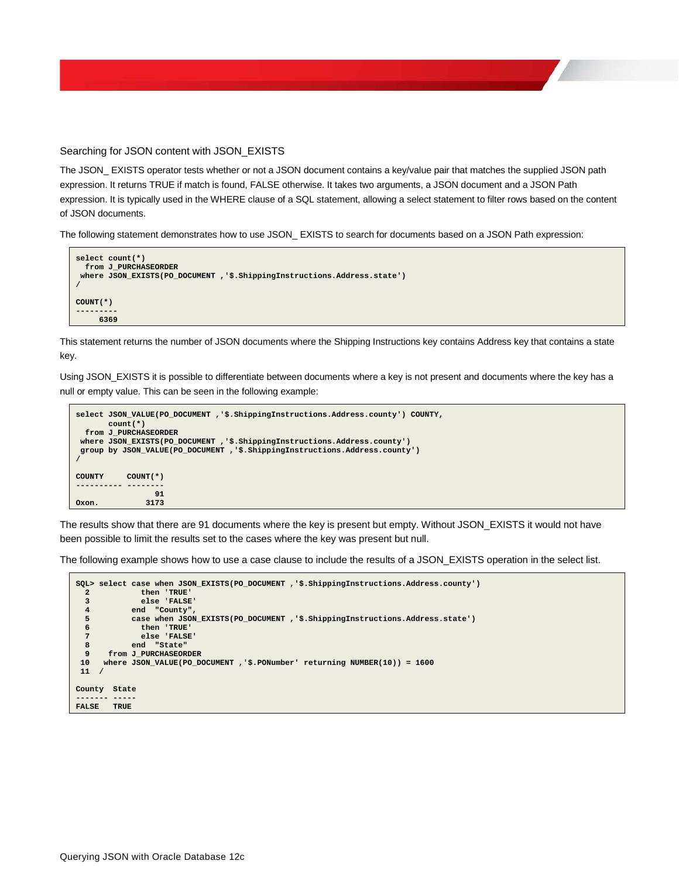## Searching for JSON content with JSON_EXISTS

The JSON_ EXISTS operator tests whether or not a JSON document contains a key/value pair that matches the supplied JSON path expression. It returns TRUE if match is found, FALSE otherwise. It takes two arguments, a JSON document and a JSON Path expression. It is typically used in the WHERE clause of a SQL statement, allowing a select statement to filter rows based on the content of JSON documents.

The following statement demonstrates how to use JSON_ EXISTS to search for documents based on a JSON Path expression:

```
select count(*)
  from J_PURCHASEORDER
 where JSON_EXISTS(PO_DOCUMENT ,'$.ShippingInstructions.Address.state')
/

COUNT(*)
---------
     6369
```

This statement returns the number of JSON documents where the Shipping Instructions key contains Address key that contains a state key.

Using JSON_EXISTS it is possible to differentiate between documents where a key is not present and documents where the key has a null or empty value. This can be seen in the following example:

```
select JSON_VALUE(PO_DOCUMENT ,'$.ShippingInstructions.Address.county') COUNTY,
       count(*)
  from J_PURCHASEORDER
 where JSON_EXISTS(PO_DOCUMENT ,'$.ShippingInstructions.Address.county')
 group by JSON_VALUE(PO_DOCUMENT ,'$.ShippingInstructions.Address.county')
/

COUNTY     COUNT(*)
---------- --------
                 91
Oxon.          3173
```

The results show that there are 91 documents where the key is present but empty. Without JSON_EXISTS it would not have been possible to limit the results set to the cases where the key was present but null.

The following example shows how to use a case clause to include the results of a JSON_EXISTS operation in the select list.

```
SQL> select case when JSON_EXISTS(PO_DOCUMENT ,'$.ShippingInstructions.Address.county')
  2            then 'TRUE'
  3            else 'FALSE'
  4          end  "County",
  5          case when JSON_EXISTS(PO_DOCUMENT ,'$.ShippingInstructions.Address.state')
  6            then 'TRUE'
  7            else 'FALSE'
  8          end  "State"
  9     from J_PURCHASEORDER
 10    where JSON_VALUE(PO_DOCUMENT ,'$.PONumber' returning NUMBER(10)) = 1600
 11  /

County  State
------- -----
FALSE   TRUE
```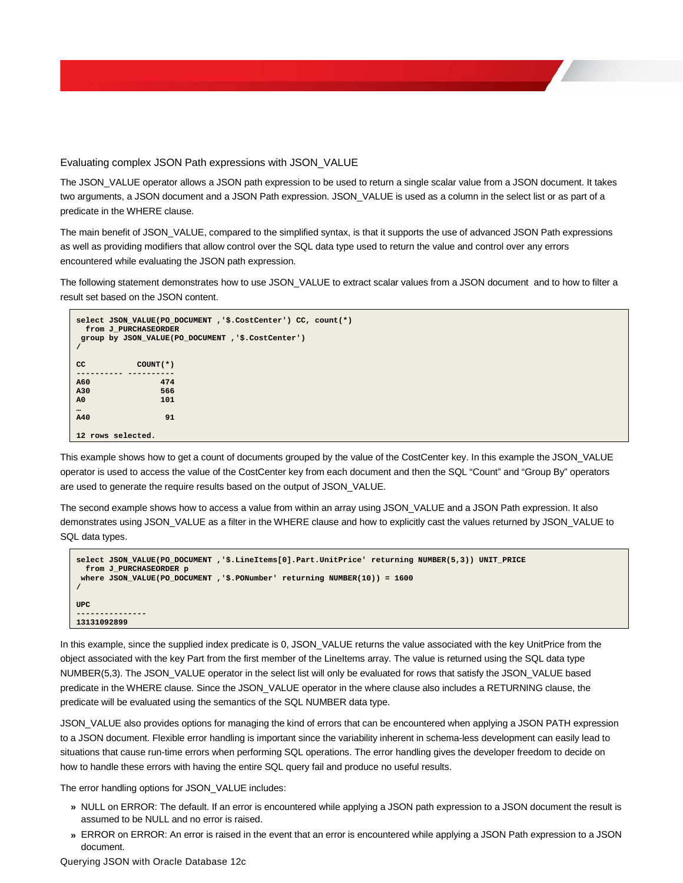### Evaluating complex JSON Path expressions with JSON_VALUE

The JSON_VALUE operator allows a JSON path expression to be used to return a single scalar value from a JSON document. It takes two arguments, a JSON document and a JSON Path expression. JSON_VALUE is used as a column in the select list or as part of a predicate in the WHERE clause.

The main benefit of JSON_VALUE, compared to the simplified syntax, is that it supports the use of advanced JSON Path expressions as well as providing modifiers that allow control over the SQL data type used to return the value and control over any errors encountered while evaluating the JSON path expression.

The following statement demonstrates how to use JSON_VALUE to extract scalar values from a JSON document and to how to filter a result set based on the JSON content.

```
select JSON_VALUE(PO_DOCUMENT ,'$.CostCenter') CC, count(*)
  from J_PURCHASEORDER
 group by JSON_VALUE(PO_DOCUMENT ,'$.CostCenter')
/

CC           COUNT(*)
---------- ----------
A60               474
A30               566
A0                101
…
A40                91

12 rows selected.
```

This example shows how to get a count of documents grouped by the value of the CostCenter key. In this example the JSON_VALUE operator is used to access the value of the CostCenter key from each document and then the SQL “Count” and “Group By” operators are used to generate the require results based on the output of JSON_VALUE.

The second example shows how to access a value from within an array using JSON_VALUE and a JSON Path expression. It also demonstrates using JSON_VALUE as a filter in the WHERE clause and how to explicitly cast the values returned by JSON_VALUE to SQL data types.

```
select JSON_VALUE(PO_DOCUMENT ,'$.LineItems[0].Part.UnitPrice' returning NUMBER(5,3)) UNIT_PRICE
  from J_PURCHASEORDER p
 where JSON_VALUE(PO_DOCUMENT ,'$.PONumber' returning NUMBER(10)) = 1600
/

UPC
--------------
13131092899
```

In this example, since the supplied index predicate is 0, JSON_VALUE returns the value associated with the key UnitPrice from the object associated with the key Part from the first member of the LineItems array. The value is returned using the SQL data type NUMBER(5,3). The JSON_VALUE operator in the select list will only be evaluated for rows that satisfy the JSON_VALUE based predicate in the WHERE clause. Since the JSON_VALUE operator in the where clause also includes a RETURNING clause, the predicate will be evaluated using the semantics of the SQL NUMBER data type.

JSON_VALUE also provides options for managing the kind of errors that can be encountered when applying a JSON PATH expression to a JSON document. Flexible error handling is important since the variability inherent in schema-less development can easily lead to situations that cause run-time errors when performing SQL operations. The error handling gives the developer freedom to decide on how to handle these errors with having the entire SQL query fail and produce no useful results.

The error handling options for JSON_VALUE includes:

- NULL on ERROR: The default. If an error is encountered while applying a JSON path expression to a JSON document the result is assumed to be NULL and no error is raised.
- ERROR on ERROR: An error is raised in the event that an error is encountered while applying a JSON Path expression to a JSON document.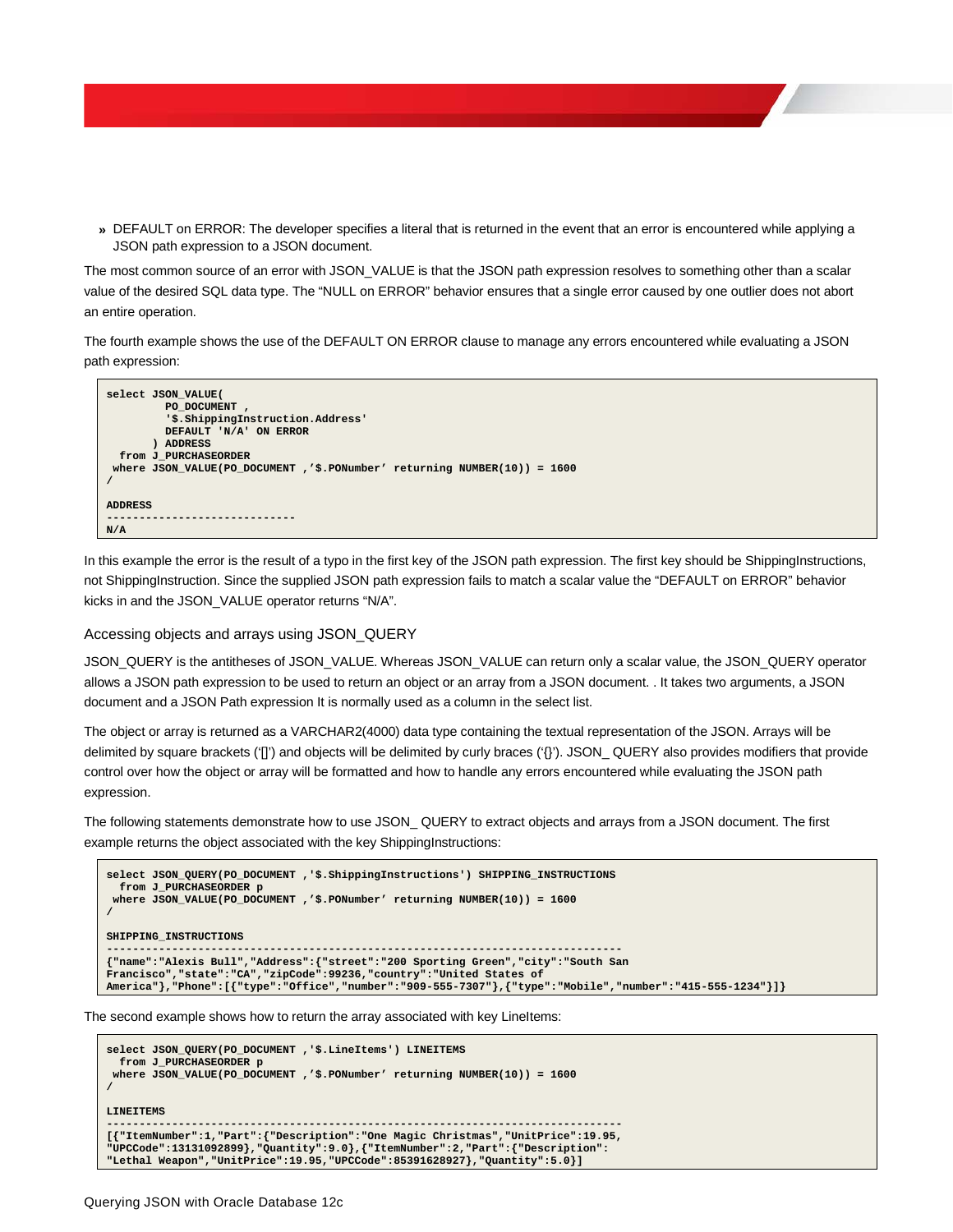» DEFAULT on ERROR: The developer specifies a literal that is returned in the event that an error is encountered while applying a JSON path expression to a JSON document.

The most common source of an error with JSON_VALUE is that the JSON path expression resolves to something other than a scalar value of the desired SQL data type. The “NULL on ERROR” behavior ensures that a single error caused by one outlier does not abort an entire operation.

The fourth example shows the use of the DEFAULT ON ERROR clause to manage any errors encountered while evaluating a JSON path expression:

```
select JSON_VALUE(
         PO_DOCUMENT ,
         '$.ShippingInstruction.Address'
         DEFAULT 'N/A' ON ERROR
       ) ADDRESS
  from J_PURCHASEORDER
 where JSON_VALUE(PO_DOCUMENT ,’$.PONumber’ returning NUMBER(10)) = 1600
/

ADDRESS
-----------------------------
N/A
```

In this example the error is the result of a typo in the first key of the JSON path expression. The first key should be ShippingInstructions, not ShippingInstruction. Since the supplied JSON path expression fails to match a scalar value the “DEFAULT on ERROR” behavior kicks in and the JSON_VALUE operator returns “N/A”.

## Accessing objects and arrays using JSON_QUERY

JSON_QUERY is the antitheses of JSON_VALUE. Whereas JSON_VALUE can return only a scalar value, the JSON_QUERY operator allows a JSON path expression to be used to return an object or an array from a JSON document. . It takes two arguments, a JSON document and a JSON Path expression It is normally used as a column in the select list.

The object or array is returned as a VARCHAR2(4000) data type containing the textual representation of the JSON. Arrays will be delimited by square brackets (‘[]’) and objects will be delimited by curly braces (‘{}’). JSON_ QUERY also provides modifiers that provide control over how the object or array will be formatted and how to handle any errors encountered while evaluating the JSON path expression.

The following statements demonstrate how to use JSON_ QUERY to extract objects and arrays from a JSON document. The first example returns the object associated with the key ShippingInstructions:

```
select JSON_QUERY(PO_DOCUMENT ,'$.ShippingInstructions') SHIPPING_INSTRUCTIONS
  from J_PURCHASEORDER p
 where JSON_VALUE(PO_DOCUMENT ,’$.PONumber’ returning NUMBER(10)) = 1600
/

SHIPPING_INSTRUCTIONS
------------------------------------------------------------------------------
{"name":"Alexis Bull","Address":{"street":"200 Sporting Green","city":"South San
Francisco","state":"CA","zipCode":99236,"country":"United States of
America"},"Phone":[{"type":"Office","number":"909-555-7307"},{"type":"Mobile","number":"415-555-1234"}]}
```

The second example shows how to return the array associated with key LineItems:

```
select JSON_QUERY(PO_DOCUMENT ,'$.LineItems') LINEITEMS
  from J_PURCHASEORDER p
 where JSON_VALUE(PO_DOCUMENT ,’$.PONumber’ returning NUMBER(10)) = 1600
/

LINEITEMS
------------------------------------------------------------------------------
[{"ItemNumber":1,"Part":{"Description":"One Magic Christmas","UnitPrice":19.95,
"UPCCode":13131092899},"Quantity":9.0},{"ItemNumber":2,"Part":{"Description":
"Lethal Weapon","UnitPrice":19.95,"UPCCode":85391628927},"Quantity":5.0}]
```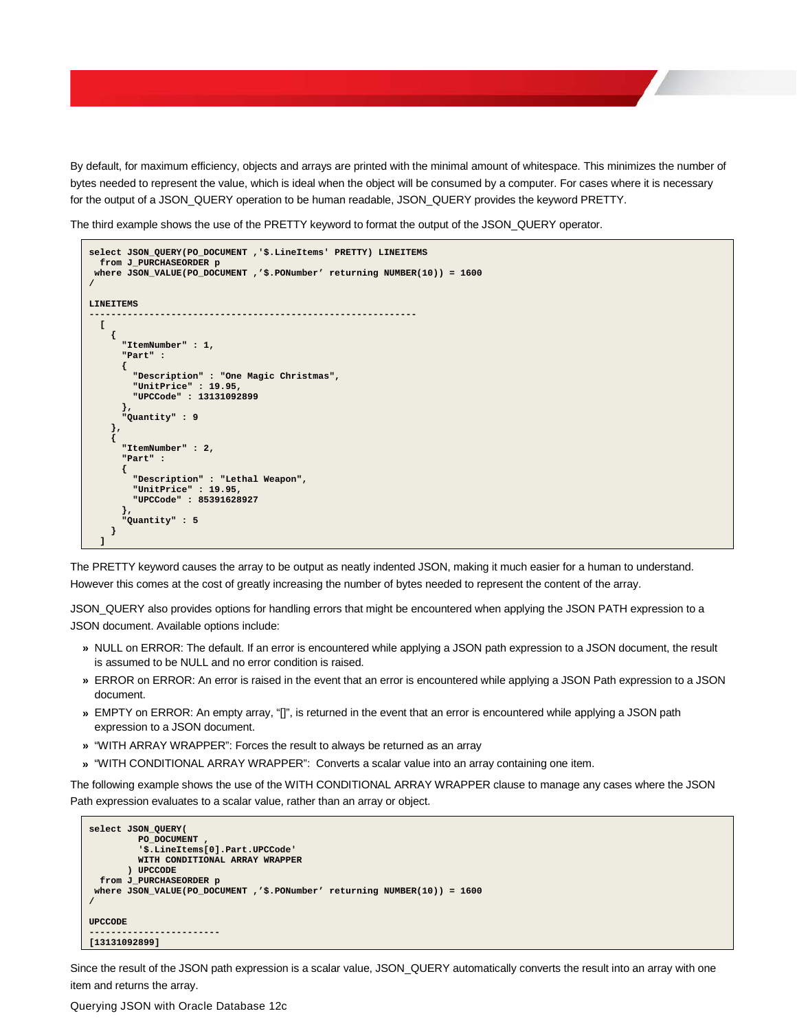By default, for maximum efficiency, objects and arrays are printed with the minimal amount of whitespace. This minimizes the number of bytes needed to represent the value, which is ideal when the object will be consumed by a computer. For cases where it is necessary for the output of a JSON_QUERY operation to be human readable, JSON_QUERY provides the keyword PRETTY.

The third example shows the use of the PRETTY keyword to format the output of the JSON_QUERY operator.

```
select JSON_QUERY(PO_DOCUMENT ,'$.LineItems' PRETTY) LINEITEMS
  from J_PURCHASEORDER p
 where JSON_VALUE(PO_DOCUMENT ,'$.PONumber' returning NUMBER(10)) = 1600
/

LINEITEMS
--------------------------------------------------------------
  [
    {
      "ItemNumber" : 1,
      "Part" :
      {
        "Description" : "One Magic Christmas",
        "UnitPrice" : 19.95,
        "UPCCode" : 13131092899
      },
      "Quantity" : 9
    },
    {
      "ItemNumber" : 2,
      "Part" :
      {
        "Description" : "Lethal Weapon",
        "UnitPrice" : 19.95,
        "UPCCode" : 85391628927
      },
      "Quantity" : 5
    }
  ]
```

The PRETTY keyword causes the array to be output as neatly indented JSON, making it much easier for a human to understand. However this comes at the cost of greatly increasing the number of bytes needed to represent the content of the array.

JSON_QUERY also provides options for handling errors that might be encountered when applying the JSON PATH expression to a JSON document. Available options include:

- NULL on ERROR: The default. If an error is encountered while applying a JSON path expression to a JSON document, the result is assumed to be NULL and no error condition is raised.
- ERROR on ERROR: An error is raised in the event that an error is encountered while applying a JSON Path expression to a JSON document.
- EMPTY on ERROR: An empty array, "[]", is returned in the event that an error is encountered while applying a JSON path expression to a JSON document.
- "WITH ARRAY WRAPPER": Forces the result to always be returned as an array
- "WITH CONDITIONAL ARRAY WRAPPER": Converts a scalar value into an array containing one item.

The following example shows the use of the WITH CONDITIONAL ARRAY WRAPPER clause to manage any cases where the JSON Path expression evaluates to a scalar value, rather than an array or object.

```
select JSON_QUERY(
         PO_DOCUMENT ,
         '$.LineItems[0].Part.UPCCode'
         WITH CONDITIONAL ARRAY WRAPPER
       ) UPCCODE
  from J_PURCHASEORDER p
 where JSON_VALUE(PO_DOCUMENT ,'$.PONumber' returning NUMBER(10)) = 1600
/

UPCCODE
------------------------
[13131092899]
```

Since the result of the JSON path expression is a scalar value, JSON_QUERY automatically converts the result into an array with one item and returns the array.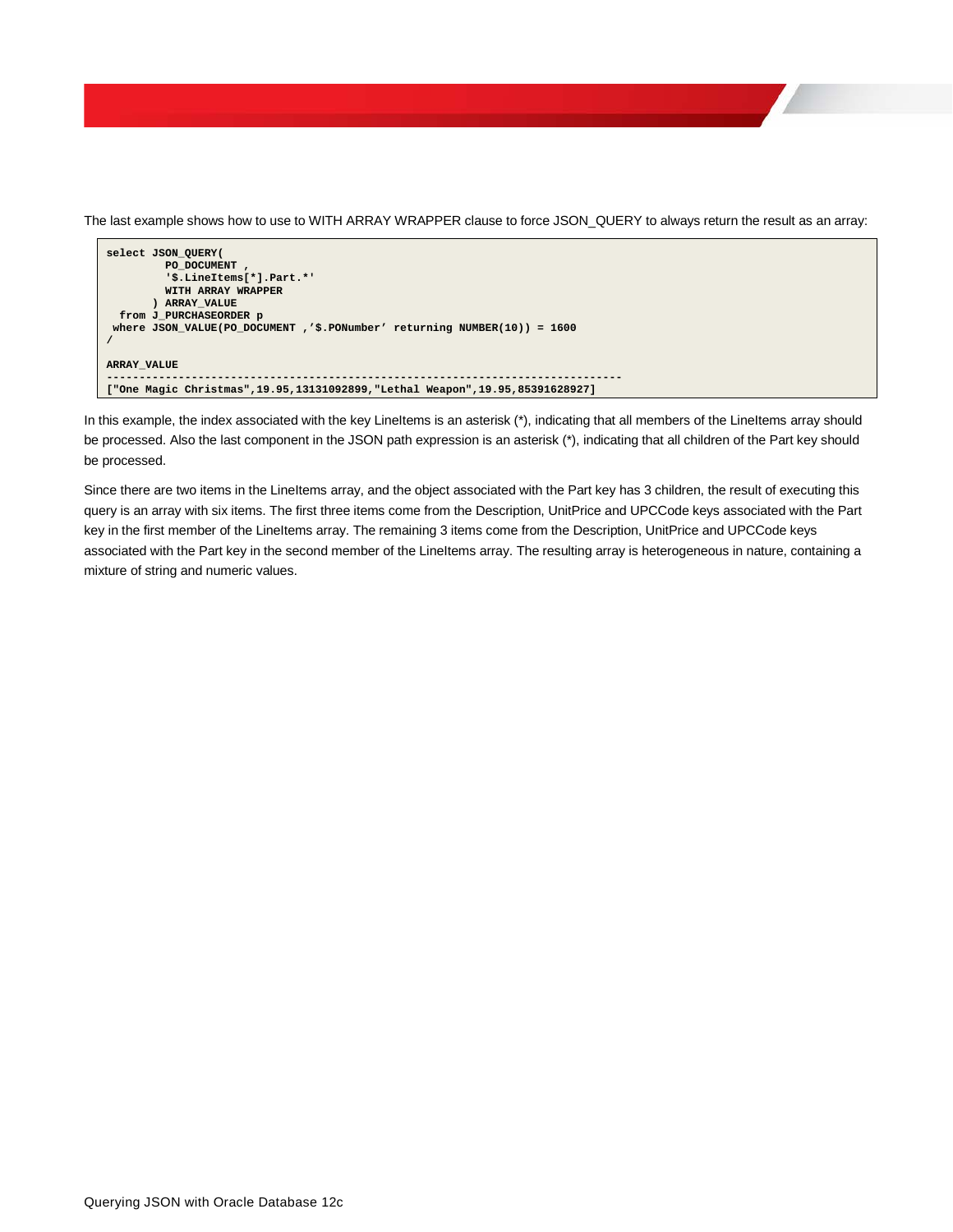The last example shows how to use to WITH ARRAY WRAPPER clause to force JSON_QUERY to always return the result as an array:

```
select JSON_QUERY(
         PO_DOCUMENT ,
         '$.LineItems[*].Part.*'
         WITH ARRAY WRAPPER
       ) ARRAY_VALUE
  from J_PURCHASEORDER p
 where JSON_VALUE(PO_DOCUMENT ,'$.PONumber' returning NUMBER(10)) = 1600
/

ARRAY_VALUE
--------------------------------------------------------------------------------
["One Magic Christmas",19.95,13131092899,"Lethal Weapon",19.95,85391628927]
```

In this example, the index associated with the key LineItems is an asterisk (*), indicating that all members of the LineItems array should be processed. Also the last component in the JSON path expression is an asterisk (*), indicating that all children of the Part key should be processed.

Since there are two items in the LineItems array, and the object associated with the Part key has 3 children, the result of executing this query is an array with six items. The first three items come from the Description, UnitPrice and UPCCode keys associated with the Part key in the first member of the LineItems array. The remaining 3 items come from the Description, UnitPrice and UPCCode keys associated with the Part key in the second member of the LineItems array. The resulting array is heterogeneous in nature, containing a mixture of string and numeric values.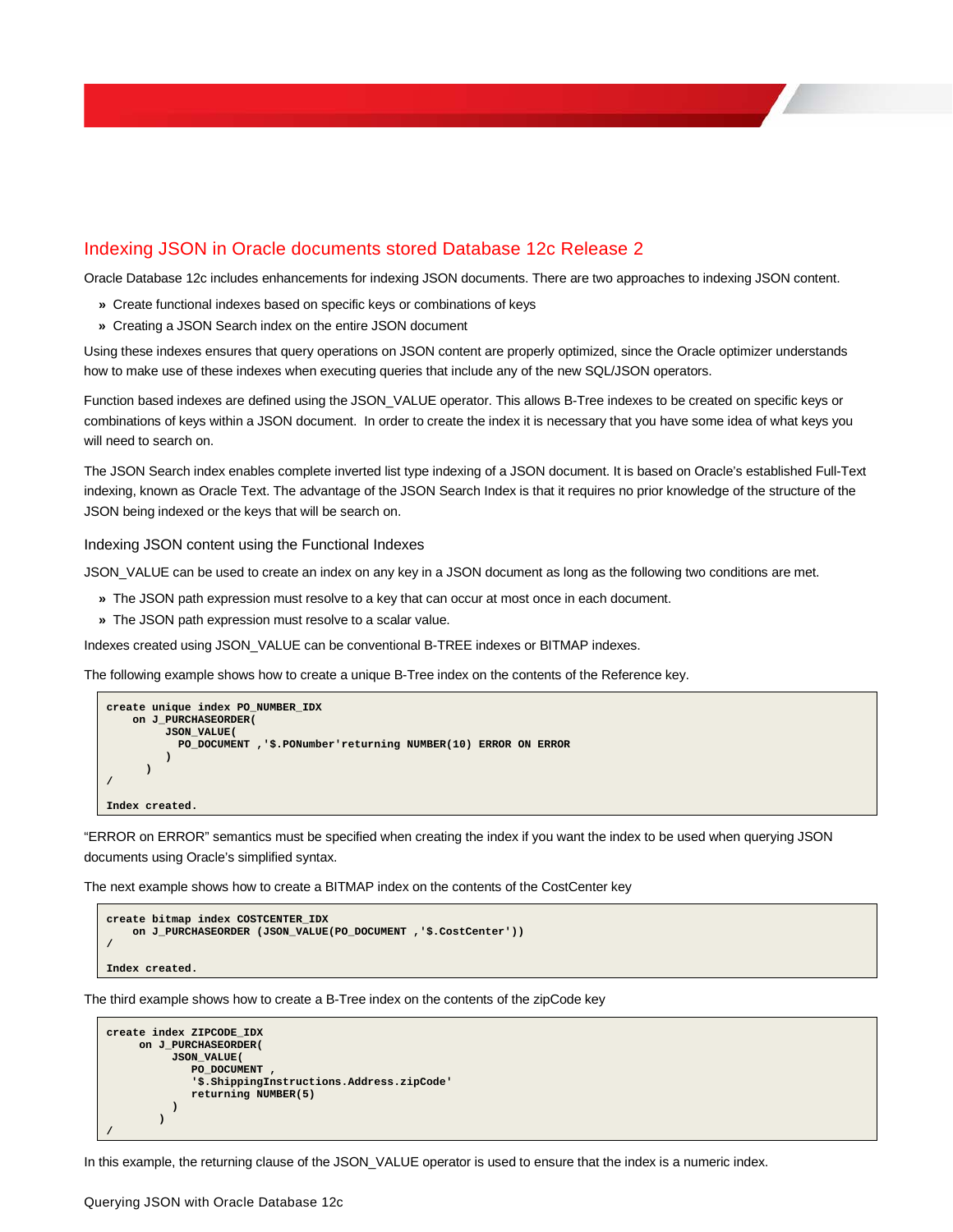## Indexing JSON in Oracle documents stored Database 12c Release 2

Oracle Database 12c includes enhancements for indexing JSON documents. There are two approaches to indexing JSON content.

» Create functional indexes based on specific keys or combinations of keys

» Creating a JSON Search index on the entire JSON document

Using these indexes ensures that query operations on JSON content are properly optimized, since the Oracle optimizer understands how to make use of these indexes when executing queries that include any of the new SQL/JSON operators.

Function based indexes are defined using the JSON_VALUE operator. This allows B-Tree indexes to be created on specific keys or combinations of keys within a JSON document. In order to create the index it is necessary that you have some idea of what keys you will need to search on.

The JSON Search index enables complete inverted list type indexing of a JSON document. It is based on Oracle's established Full-Text indexing, known as Oracle Text. The advantage of the JSON Search Index is that it requires no prior knowledge of the structure of the JSON being indexed or the keys that will be search on.

### Indexing JSON content using the Functional Indexes

JSON_VALUE can be used to create an index on any key in a JSON document as long as the following two conditions are met.

» The JSON path expression must resolve to a key that can occur at most once in each document.

» The JSON path expression must resolve to a scalar value.

Indexes created using JSON_VALUE can be conventional B-TREE indexes or BITMAP indexes.

The following example shows how to create a unique B-Tree index on the contents of the Reference key.

```
create unique index PO_NUMBER_IDX
    on J_PURCHASEORDER(
         JSON_VALUE(
           PO_DOCUMENT ,'$.PONumber'returning NUMBER(10) ERROR ON ERROR
         )
      )
/

Index created.
```

"ERROR on ERROR" semantics must be specified when creating the index if you want the index to be used when querying JSON documents using Oracle's simplified syntax.

The next example shows how to create a BITMAP index on the contents of the CostCenter key

```
create bitmap index COSTCENTER_IDX
    on J_PURCHASEORDER (JSON_VALUE(PO_DOCUMENT ,'$.CostCenter'))
/

Index created.
```

The third example shows how to create a B-Tree index on the contents of the zipCode key

```
create index ZIPCODE_IDX
     on J_PURCHASEORDER(
          JSON_VALUE(
             PO_DOCUMENT ,
             '$.ShippingInstructions.Address.zipCode'
             returning NUMBER(5)
          )
        )
/
```

In this example, the returning clause of the JSON_VALUE operator is used to ensure that the index is a numeric index.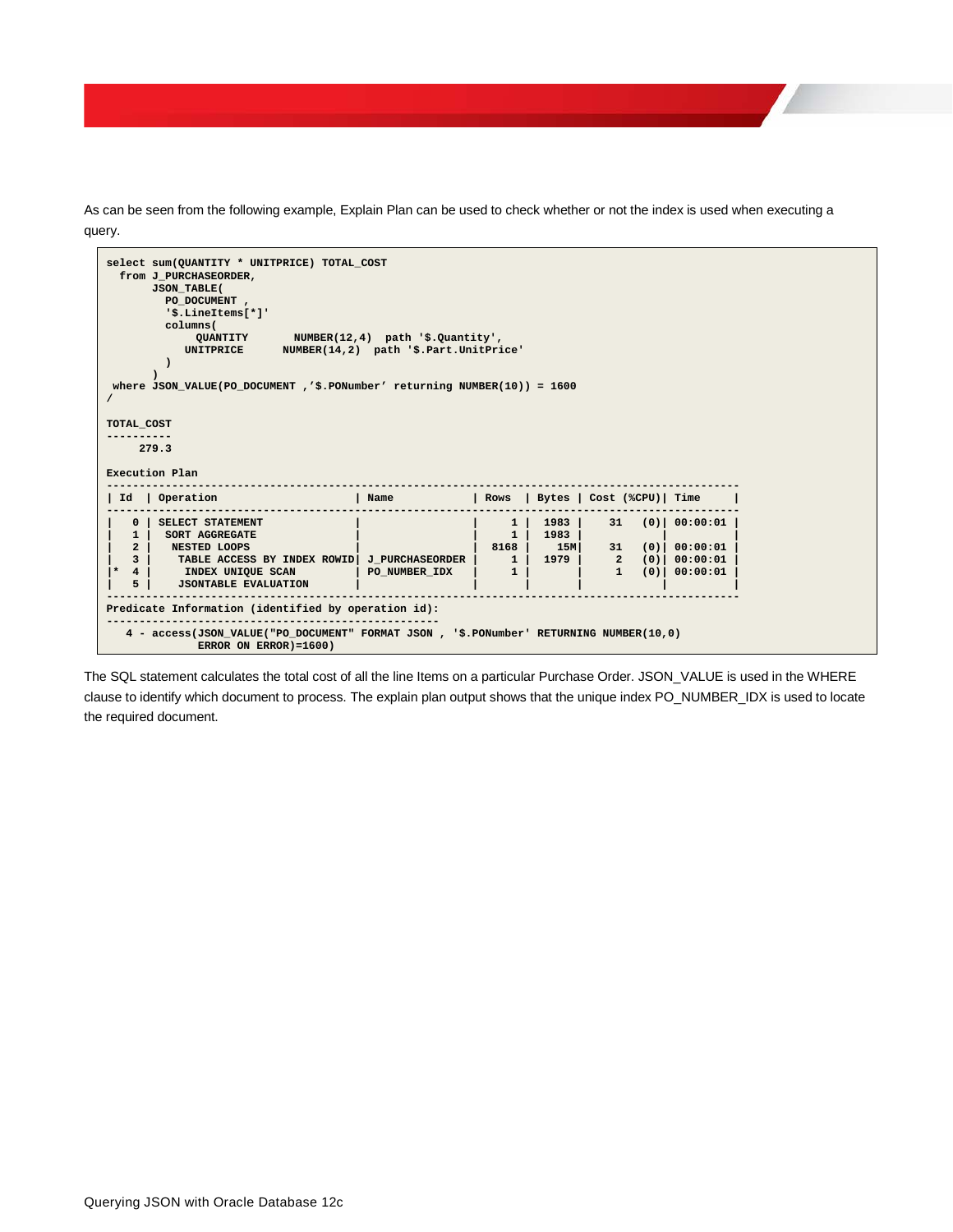As can be seen from the following example, Explain Plan can be used to check whether or not the index is used when executing a query.

```
select sum(QUANTITY * UNITPRICE) TOTAL_COST
  from J_PURCHASEORDER,
       JSON_TABLE(
         PO_DOCUMENT ,
         '$.LineItems[*]'
         columns(
              QUANTITY       NUMBER(12,4)  path '$.Quantity',
            UNITPRICE      NUMBER(14,2)  path '$.Part.UnitPrice'
         )
       )
 where JSON_VALUE(PO_DOCUMENT ,'$.PONumber' returning NUMBER(10)) = 1600
/

TOTAL_COST
----------
     279.3

Execution Plan
-----------------------------------------------------------------------------------------------
| Id  | Operation                      | Name            | Rows  | Bytes | Cost (%CPU)| Time     |
-----------------------------------------------------------------------------------------------
|   0 | SELECT STATEMENT               |                 |     1 |  1983 |    31   (0)| 00:00:01 |
|   1 |  SORT AGGREGATE                |                 |     1 |  1983 |            |          |
|   2 |   NESTED LOOPS                 |                 |  8168 |   15M|    31   (0)| 00:00:01 |
|   3 |    TABLE ACCESS BY INDEX ROWID| J_PURCHASEORDER |     1 |  1979 |     2   (0)| 00:00:01 |
|*  4 |     INDEX UNIQUE SCAN          | PO_NUMBER_IDX   |     1 |       |     1   (0)| 00:00:01 |
|   5 |    JSONTABLE EVALUATION        |                 |       |       |            |          |
-----------------------------------------------------------------------------------------------
Predicate Information (identified by operation id):
---------------------------------------------------
   4 - access(JSON_VALUE("PO_DOCUMENT" FORMAT JSON , '$.PONumber' RETURNING NUMBER(10,0)
              ERROR ON ERROR)=1600)
```

The SQL statement calculates the total cost of all the line Items on a particular Purchase Order. JSON_VALUE is used in the WHERE clause to identify which document to process. The explain plan output shows that the unique index PO_NUMBER_IDX is used to locate the required document.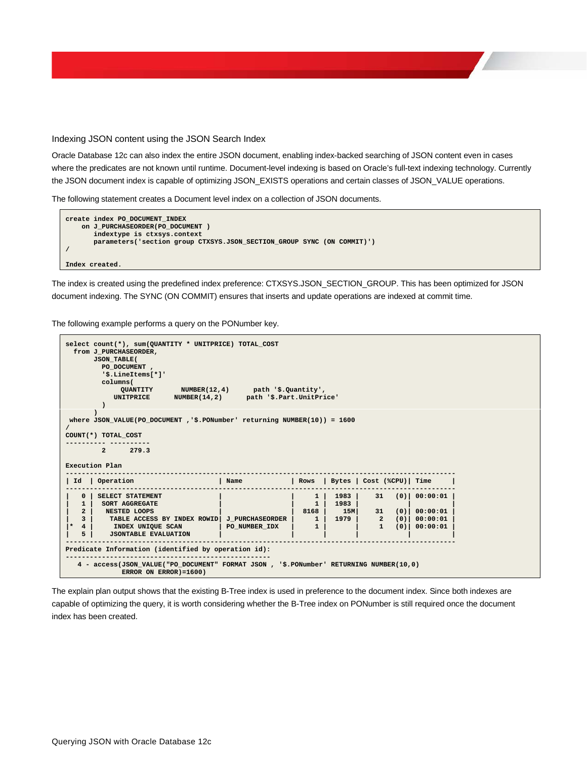### Indexing JSON content using the JSON Search Index

Oracle Database 12c can also index the entire JSON document, enabling index-backed searching of JSON content even in cases where the predicates are not known until runtime. Document-level indexing is based on Oracle's full-text indexing technology. Currently the JSON document index is capable of optimizing JSON_EXISTS operations and certain classes of JSON_VALUE operations.

The following statement creates a Document level index on a collection of JSON documents.

```
create index PO_DOCUMENT_INDEX
    on J_PURCHASEORDER(PO_DOCUMENT )
       indextype is ctxsys.context
       parameters('section group CTXSYS.JSON_SECTION_GROUP SYNC (ON COMMIT)')
/

Index created.
```

The index is created using the predefined index preference: CTXSYS.JSON_SECTION_GROUP. This has been optimized for JSON document indexing. The SYNC (ON COMMIT) ensures that inserts and update operations are indexed at commit time.

The following example performs a query on the PONumber key.

```
select count(*), sum(QUANTITY * UNITPRICE) TOTAL_COST
  from J_PURCHASEORDER,
       JSON_TABLE(
         PO_DOCUMENT ,
         '$.LineItems[*]'
         columns(
              QUANTITY       NUMBER(12,4)      path '$.Quantity',
            UNITPRICE      NUMBER(14,2)      path '$.Part.UnitPrice'
         )
       )
 where JSON_VALUE(PO_DOCUMENT ,'$.PONumber' returning NUMBER(10)) = 1600
/
COUNT(*) TOTAL_COST
---------- ----------
         2      279.3

Execution Plan
----------------------------------------------------------------------------------------------
| Id  | Operation                      | Name            | Rows  | Bytes | Cost (%CPU)| Time     |
----------------------------------------------------------------------------------------------
|   0 | SELECT STATEMENT               |                 |     1 |  1983 |    31   (0)| 00:00:01 |
|   1 |  SORT AGGREGATE                |                 |     1 |  1983 |            |          |
|   2 |   NESTED LOOPS                 |                 |  8168 |   15M|    31   (0)| 00:00:01 |
|   3 |    TABLE ACCESS BY INDEX ROWID| J_PURCHASEORDER |     1 |  1979 |     2   (0)| 00:00:01 |
|*  4 |     INDEX UNIQUE SCAN          | PO_NUMBER_IDX   |     1 |       |     1   (0)| 00:00:01 |
|   5 |    JSONTABLE EVALUATION        |                 |       |       |            |          |
----------------------------------------------------------------------------------------------
Predicate Information (identified by operation id):
---------------------------------------------------
   4 - access(JSON_VALUE("PO_DOCUMENT" FORMAT JSON , '$.PONumber' RETURNING NUMBER(10,0)
              ERROR ON ERROR)=1600)
```

The explain plan output shows that the existing B-Tree index is used in preference to the document index. Since both indexes are capable of optimizing the query, it is worth considering whether the B-Tree index on PONumber is still required once the document index has been created.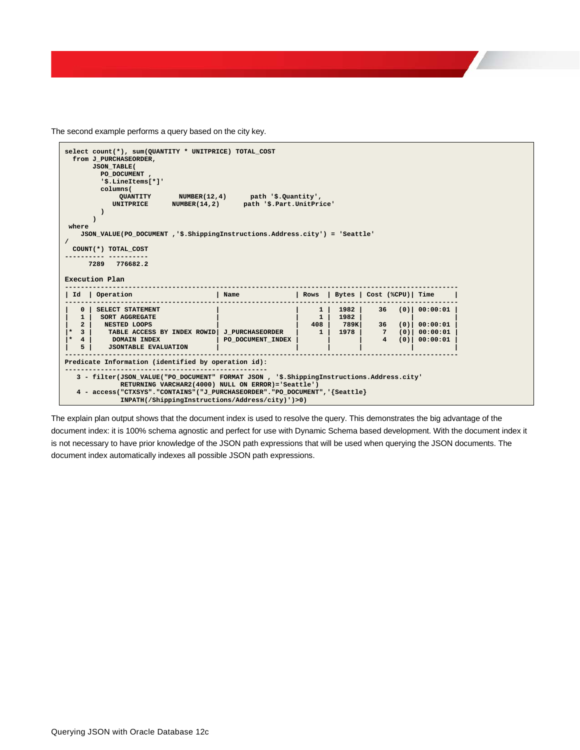The second example performs a query based on the city key.

```
select count(*), sum(QUANTITY * UNITPRICE) TOTAL_COST
  from J_PURCHASEORDER,
       JSON_TABLE(
         PO_DOCUMENT ,
         '$.LineItems[*]'
         columns(
              QUANTITY       NUMBER(12,4)      path '$.Quantity',
            UNITPRICE      NUMBER(14,2)      path '$.Part.UnitPrice'
         )
       )
 where
    JSON_VALUE(PO_DOCUMENT ,'$.ShippingInstructions.Address.city') = 'Seattle'
/
  COUNT(*) TOTAL_COST
---------- ----------
      7289   776682.2

Execution Plan
-----------------------------------------------------------------------------------------------
| Id  | Operation                     | Name              | Rows  | Bytes | Cost (%CPU)| Time     |
-----------------------------------------------------------------------------------------------
|   0 | SELECT STATEMENT              |                   |     1 |  1982 |    36   (0)| 00:00:01 |
|   1 |  SORT AGGREGATE               |                   |     1 |  1982 |            |          |
|   2 |   NESTED LOOPS                |                   |   408 |   789K|    36   (0)| 00:00:01 |
|*  3 |    TABLE ACCESS BY INDEX ROWID| J_PURCHASEORDER   |     1 |  1978 |     7   (0)| 00:00:01 |
|*  4 |     DOMAIN INDEX              | PO_DOCUMENT_INDEX |       |       |     4   (0)| 00:00:01 |
|   5 |    JSONTABLE EVALUATION       |                   |       |       |            |          |
-----------------------------------------------------------------------------------------------
Predicate Information (identified by operation id):
---------------------------------------------------
   3 - filter(JSON_VALUE("PO_DOCUMENT" FORMAT JSON , '$.ShippingInstructions.Address.city'
              RETURNING VARCHAR2(4000) NULL ON ERROR)='Seattle')
   4 - access("CTXSYS"."CONTAINS"("J_PURCHASEORDER"."PO_DOCUMENT",'{Seattle}
              INPATH(/ShippingInstructions/Address/city)')>0)
```

The explain plan output shows that the document index is used to resolve the query. This demonstrates the big advantage of the document index: it is 100% schema agnostic and perfect for use with Dynamic Schema based development. With the document index it is not necessary to have prior knowledge of the JSON path expressions that will be used when querying the JSON documents. The document index automatically indexes all possible JSON path expressions.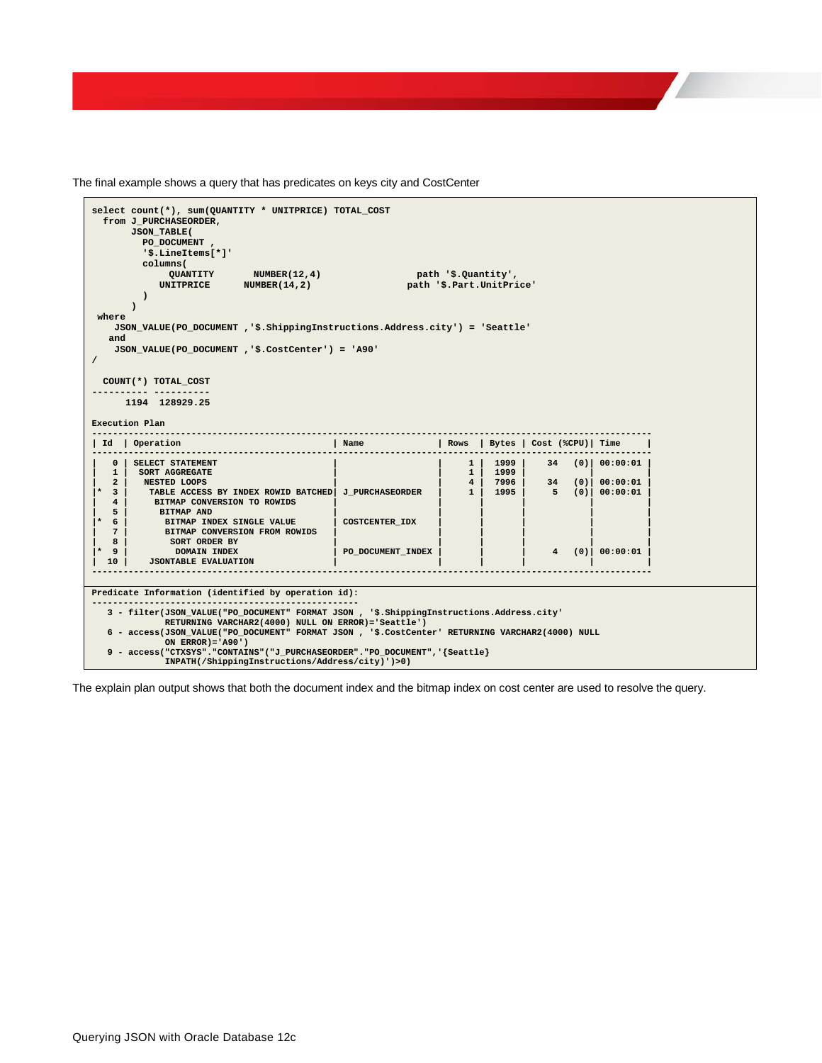The final example shows a query that has predicates on keys city and CostCenter

```
select count(*), sum(QUANTITY * UNITPRICE) TOTAL_COST
  from J_PURCHASEORDER,
       JSON_TABLE(
         PO_DOCUMENT ,
         '$.LineItems[*]'
         columns(
              QUANTITY       NUMBER(12,4)                 path '$.Quantity',
            UNITPRICE      NUMBER(14,2)                 path '$.Part.UnitPrice'
         )
       )
 where
    JSON_VALUE(PO_DOCUMENT ,'$.ShippingInstructions.Address.city') = 'Seattle'
   and
    JSON_VALUE(PO_DOCUMENT ,'$.CostCenter') = 'A90'
/

  COUNT(*) TOTAL_COST
---------- ----------
      1194  128929.25

Execution Plan
-----------------------------------------------------------------------------------------------------
| Id  | Operation                             | Name              | Rows  | Bytes | Cost (%CPU)| Time     |
-----------------------------------------------------------------------------------------------------
|   0 | SELECT STATEMENT                      |                   |     1 |  1999 |    34   (0)| 00:00:01 |
|   1 |  SORT AGGREGATE                       |                   |     1 |  1999 |            |          |
|   2 |   NESTED LOOPS                        |                   |     4 |  7996 |    34   (0)| 00:00:01 |
|*  3 |    TABLE ACCESS BY INDEX ROWID BATCHED| J_PURCHASEORDER   |     1 |  1995 |     5   (0)| 00:00:01 |
|   4 |     BITMAP CONVERSION TO ROWIDS       |                   |       |       |            |          |
|   5 |      BITMAP AND                       |                   |       |       |            |          |
|*  6 |       BITMAP INDEX SINGLE VALUE       | COSTCENTER_IDX    |       |       |            |          |
|   7 |       BITMAP CONVERSION FROM ROWIDS   |                   |       |       |            |          |
|   8 |        SORT ORDER BY                  |                   |       |       |            |          |
|*  9 |         DOMAIN INDEX                  | PO_DOCUMENT_INDEX |       |       |     4   (0)| 00:00:01 |
|  10 |    JSONTABLE EVALUATION               |                   |       |       |            |          |
-----------------------------------------------------------------------------------------------------

Predicate Information (identified by operation id):
---------------------------------------------------
   3 - filter(JSON_VALUE("PO_DOCUMENT" FORMAT JSON , '$.ShippingInstructions.Address.city'
              RETURNING VARCHAR2(4000) NULL ON ERROR)='Seattle')
   6 - access(JSON_VALUE("PO_DOCUMENT" FORMAT JSON , '$.CostCenter' RETURNING VARCHAR2(4000) NULL
              ON ERROR)='A90')
   9 - access("CTXSYS"."CONTAINS"("J_PURCHASEORDER"."PO_DOCUMENT",'{Seattle}
              INPATH(/ShippingInstructions/Address/city)')>0)
```

The explain plan output shows that both the document index and the bitmap index on cost center are used to resolve the query.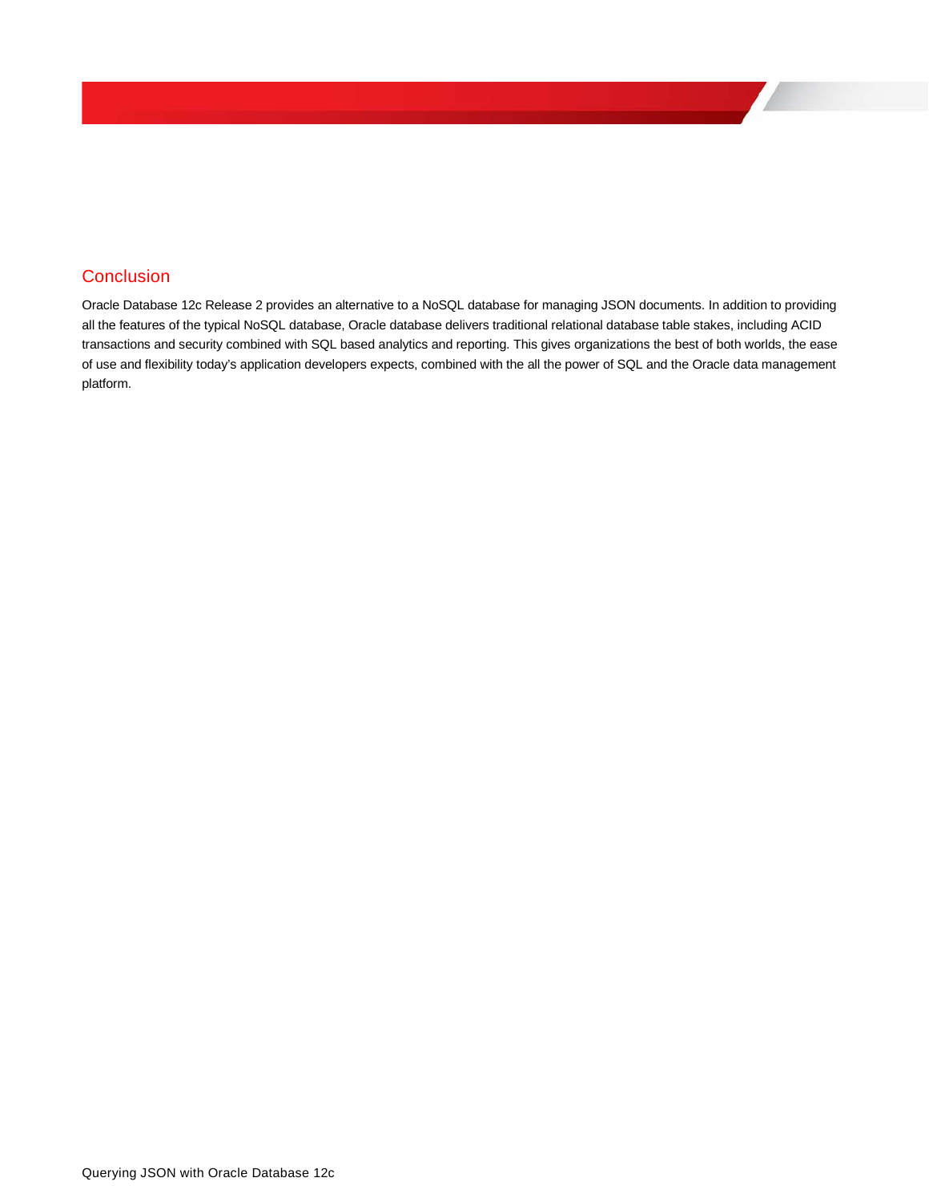## Conclusion

Oracle Database 12c Release 2 provides an alternative to a NoSQL database for managing JSON documents. In addition to providing all the features of the typical NoSQL database, Oracle database delivers traditional relational database table stakes, including ACID transactions and security combined with SQL based analytics and reporting. This gives organizations the best of both worlds, the ease of use and flexibility today's application developers expects, combined with the all the power of SQL and the Oracle data management platform.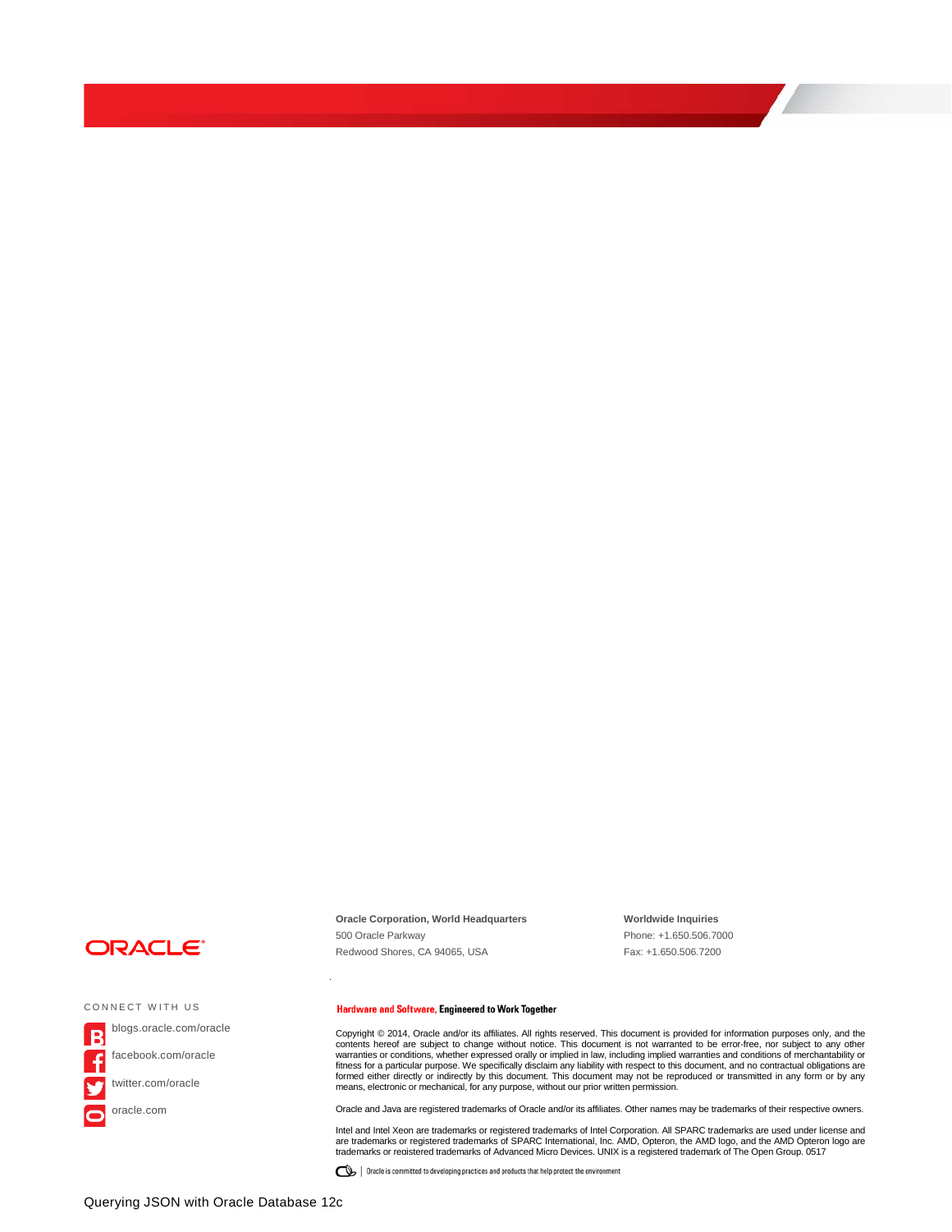ORACLE

**Oracle Corporation, World Headquarters**
500 Oracle Parkway
Redwood Shores, CA 94065, USA

**Worldwide Inquiries**
Phone: +1.650.506.7000
Fax: +1.650.506.7200

CONNECT WITH US

- blogs.oracle.com/oracle
- facebook.com/oracle
- twitter.com/oracle
- oracle.com

**Hardware and Software, Engineered to Work Together**

Copyright © 2014, Oracle and/or its affiliates. All rights reserved. This document is provided for information purposes only, and the contents hereof are subject to change without notice. This document is not warranted to be error-free, nor subject to any other warranties or conditions, whether expressed orally or implied in law, including implied warranties and conditions of merchantability or fitness for a particular purpose. We specifically disclaim any liability with respect to this document, and no contractual obligations are formed either directly or indirectly by this document. This document may not be reproduced or transmitted in any form or by any means, electronic or mechanical, for any purpose, without our prior written permission.

Oracle and Java are registered trademarks of Oracle and/or its affiliates. Other names may be trademarks of their respective owners.

Intel and Intel Xeon are trademarks or registered trademarks of Intel Corporation. All SPARC trademarks are used under license and are trademarks or registered trademarks of SPARC International, Inc. AMD, Opteron, the AMD logo, and the AMD Opteron logo are trademarks or registered trademarks of Advanced Micro Devices. UNIX is a registered trademark of The Open Group. 0517

Oracle is committed to developing practices and products that help protect the environment